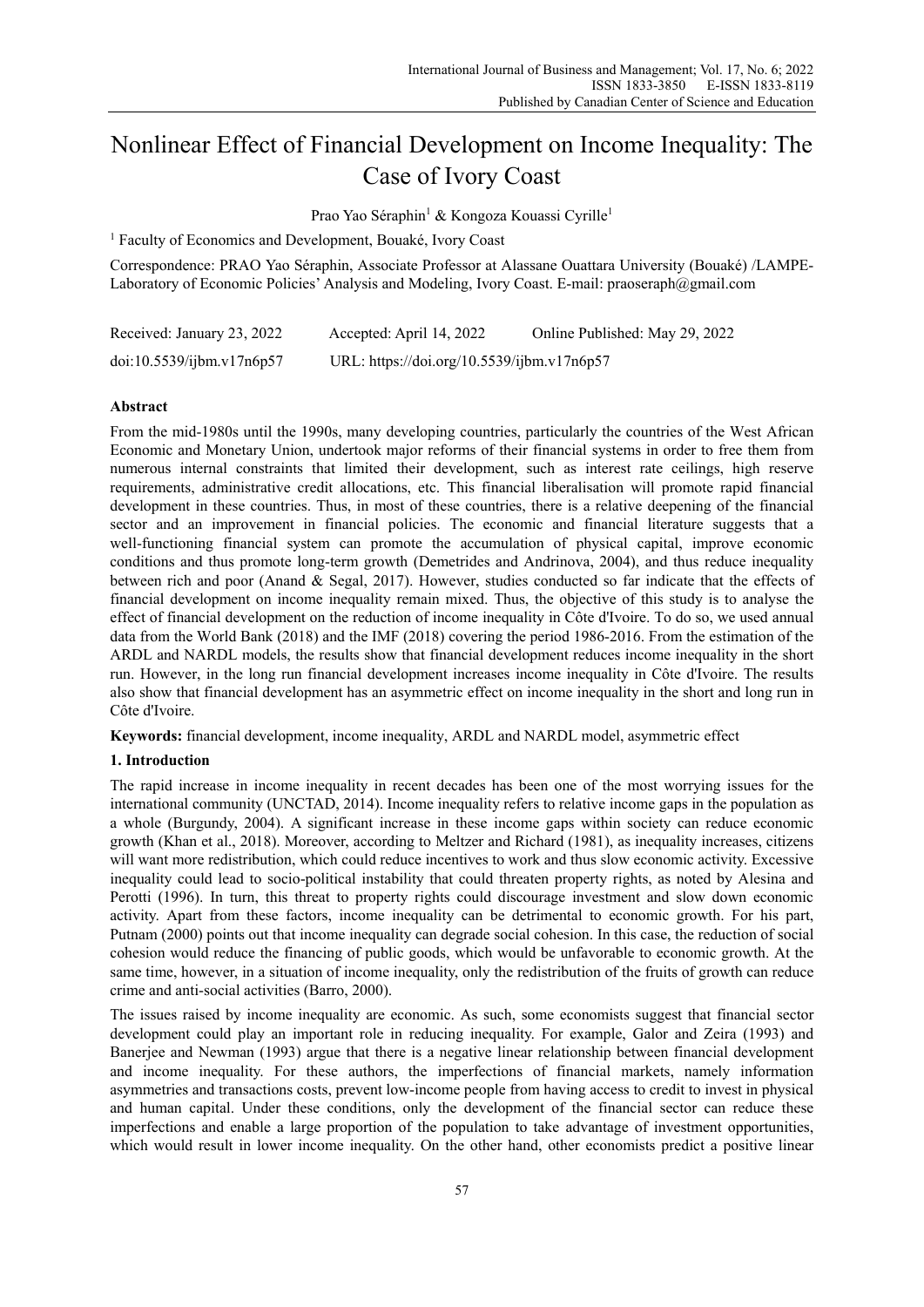# Nonlinear Effect of Financial Development on Income Inequality: The Case of Ivory Coast

Prao Yao Séraphin[1] & Kongoza Kouassi Cyrille[1]

[1] Faculty of Economics and Development, Bouaké, Ivory Coast

Correspondence: PRAO Yao Séraphin, Associate Professor at Alassane Ouattara University (Bouaké) /LAMPE-Laboratory of Economic Policies' Analysis and Modeling, Ivory Coast. E-mail: praoseraph@gmail.com

| Received: January 23, 2022 | Accepted: April 14, 2022 | Online Published: May 29, 2022 |
|---|---|---|
| doi:10.5539/ijbm.v17n6p57 | URL: https://doi.org/10.5539/ijbm.v17n6p57 | |

**Abstract**

From the mid-1980s until the 1990s, many developing countries, particularly the countries of the West African Economic and Monetary Union, undertook major reforms of their financial systems in order to free them from numerous internal constraints that limited their development, such as interest rate ceilings, high reserve requirements, administrative credit allocations, etc. This financial liberalisation will promote rapid financial development in these countries. Thus, in most of these countries, there is a relative deepening of the financial sector and an improvement in financial policies. The economic and financial literature suggests that a well-functioning financial system can promote the accumulation of physical capital, improve economic conditions and thus promote long-term growth (Demetrides and Andrinova, 2004), and thus reduce inequality between rich and poor (Anand & Segal, 2017). However, studies conducted so far indicate that the effects of financial development on income inequality remain mixed. Thus, the objective of this study is to analyse the effect of financial development on the reduction of income inequality in Côte d'Ivoire. To do so, we used annual data from the World Bank (2018) and the IMF (2018) covering the period 1986-2016. From the estimation of the ARDL and NARDL models, the results show that financial development reduces income inequality in the short run. However, in the long run financial development increases income inequality in Côte d'Ivoire. The results also show that financial development has an asymmetric effect on income inequality in the short and long run in Côte d'Ivoire.

**Keywords:** financial development, income inequality, ARDL and NARDL model, asymmetric effect

## 1. Introduction

The rapid increase in income inequality in recent decades has been one of the most worrying issues for the international community (UNCTAD, 2014). Income inequality refers to relative income gaps in the population as a whole (Burgundy, 2004). A significant increase in these income gaps within society can reduce economic growth (Khan et al., 2018). Moreover, according to Meltzer and Richard (1981), as inequality increases, citizens will want more redistribution, which could reduce incentives to work and thus slow economic activity. Excessive inequality could lead to socio-political instability that could threaten property rights, as noted by Alesina and Perotti (1996). In turn, this threat to property rights could discourage investment and slow down economic activity. Apart from these factors, income inequality can be detrimental to economic growth. For his part, Putnam (2000) points out that income inequality can degrade social cohesion. In this case, the reduction of social cohesion would reduce the financing of public goods, which would be unfavorable to economic growth. At the same time, however, in a situation of income inequality, only the redistribution of the fruits of growth can reduce crime and anti-social activities (Barro, 2000).

The issues raised by income inequality are economic. As such, some economists suggest that financial sector development could play an important role in reducing inequality. For example, Galor and Zeira (1993) and Banerjee and Newman (1993) argue that there is a negative linear relationship between financial development and income inequality. For these authors, the imperfections of financial markets, namely information asymmetries and transactions costs, prevent low-income people from having access to credit to invest in physical and human capital. Under these conditions, only the development of the financial sector can reduce these imperfections and enable a large proportion of the population to take advantage of investment opportunities, which would result in lower income inequality. On the other hand, other economists predict a positive linear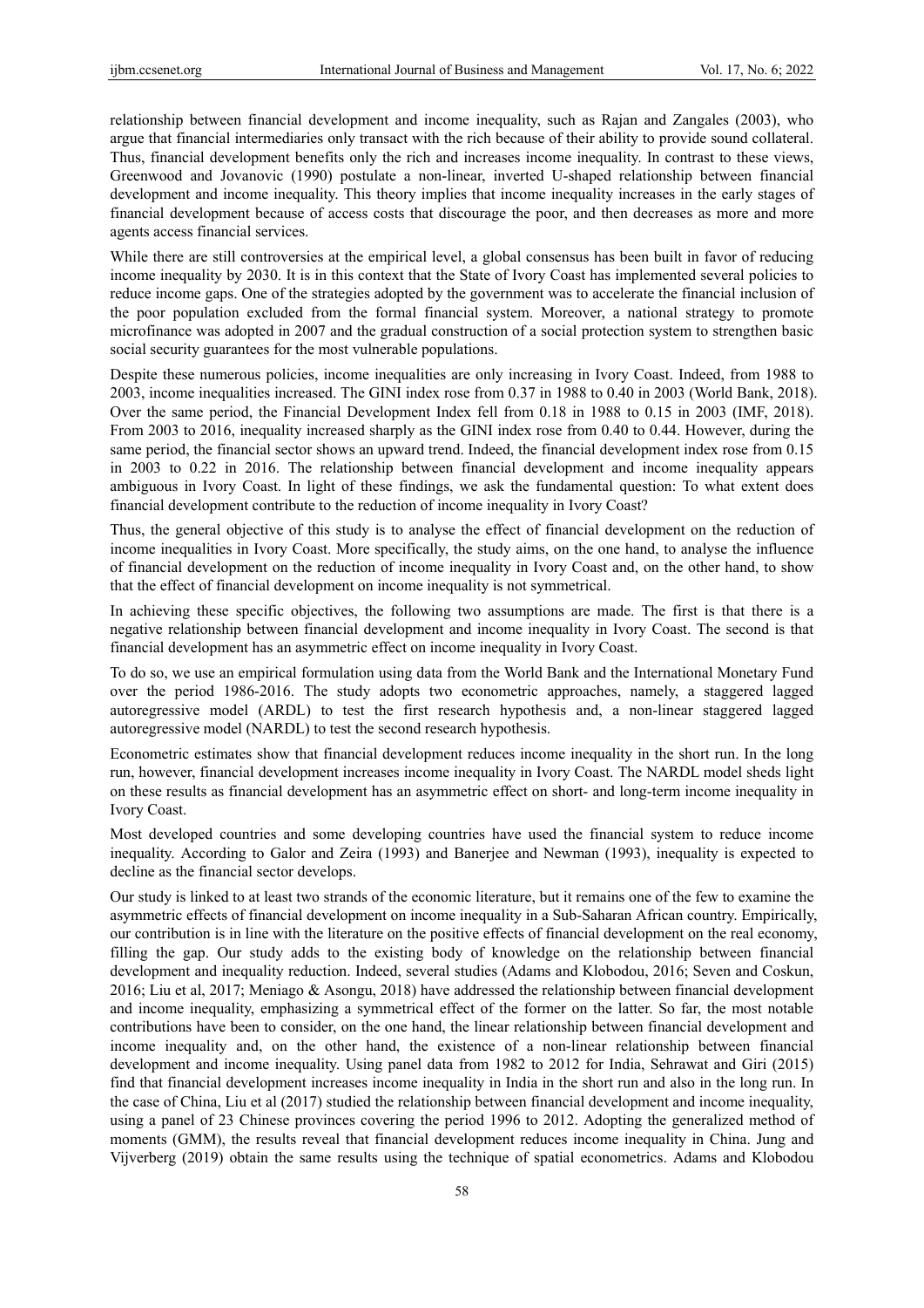relationship between financial development and income inequality, such as Rajan and Zangales (2003), who argue that financial intermediaries only transact with the rich because of their ability to provide sound collateral. Thus, financial development benefits only the rich and increases income inequality. In contrast to these views, Greenwood and Jovanovic (1990) postulate a non-linear, inverted U-shaped relationship between financial development and income inequality. This theory implies that income inequality increases in the early stages of financial development because of access costs that discourage the poor, and then decreases as more and more agents access financial services.

While there are still controversies at the empirical level, a global consensus has been built in favor of reducing income inequality by 2030. It is in this context that the State of Ivory Coast has implemented several policies to reduce income gaps. One of the strategies adopted by the government was to accelerate the financial inclusion of the poor population excluded from the formal financial system. Moreover, a national strategy to promote microfinance was adopted in 2007 and the gradual construction of a social protection system to strengthen basic social security guarantees for the most vulnerable populations.

Despite these numerous policies, income inequalities are only increasing in Ivory Coast. Indeed, from 1988 to 2003, income inequalities increased. The GINI index rose from 0.37 in 1988 to 0.40 in 2003 (World Bank, 2018). Over the same period, the Financial Development Index fell from 0.18 in 1988 to 0.15 in 2003 (IMF, 2018). From 2003 to 2016, inequality increased sharply as the GINI index rose from 0.40 to 0.44. However, during the same period, the financial sector shows an upward trend. Indeed, the financial development index rose from 0.15 in 2003 to 0.22 in 2016. The relationship between financial development and income inequality appears ambiguous in Ivory Coast. In light of these findings, we ask the fundamental question: To what extent does financial development contribute to the reduction of income inequality in Ivory Coast?

Thus, the general objective of this study is to analyse the effect of financial development on the reduction of income inequalities in Ivory Coast. More specifically, the study aims, on the one hand, to analyse the influence of financial development on the reduction of income inequality in Ivory Coast and, on the other hand, to show that the effect of financial development on income inequality is not symmetrical.

In achieving these specific objectives, the following two assumptions are made. The first is that there is a negative relationship between financial development and income inequality in Ivory Coast. The second is that financial development has an asymmetric effect on income inequality in Ivory Coast.

To do so, we use an empirical formulation using data from the World Bank and the International Monetary Fund over the period 1986-2016. The study adopts two econometric approaches, namely, a staggered lagged autoregressive model (ARDL) to test the first research hypothesis and, a non-linear staggered lagged autoregressive model (NARDL) to test the second research hypothesis.

Econometric estimates show that financial development reduces income inequality in the short run. In the long run, however, financial development increases income inequality in Ivory Coast. The NARDL model sheds light on these results as financial development has an asymmetric effect on short- and long-term income inequality in Ivory Coast.

Most developed countries and some developing countries have used the financial system to reduce income inequality. According to Galor and Zeira (1993) and Banerjee and Newman (1993), inequality is expected to decline as the financial sector develops.

Our study is linked to at least two strands of the economic literature, but it remains one of the few to examine the asymmetric effects of financial development on income inequality in a Sub-Saharan African country. Empirically, our contribution is in line with the literature on the positive effects of financial development on the real economy, filling the gap. Our study adds to the existing body of knowledge on the relationship between financial development and inequality reduction. Indeed, several studies (Adams and Klobodou, 2016; Seven and Coskun, 2016; Liu et al, 2017; Meniago & Asongu, 2018) have addressed the relationship between financial development and income inequality, emphasizing a symmetrical effect of the former on the latter. So far, the most notable contributions have been to consider, on the one hand, the linear relationship between financial development and income inequality and, on the other hand, the existence of a non-linear relationship between financial development and income inequality. Using panel data from 1982 to 2012 for India, Sehrawat and Giri (2015) find that financial development increases income inequality in India in the short run and also in the long run. In the case of China, Liu et al (2017) studied the relationship between financial development and income inequality, using a panel of 23 Chinese provinces covering the period 1996 to 2012. Adopting the generalized method of moments (GMM), the results reveal that financial development reduces income inequality in China. Jung and Vijverberg (2019) obtain the same results using the technique of spatial econometrics. Adams and Klobodou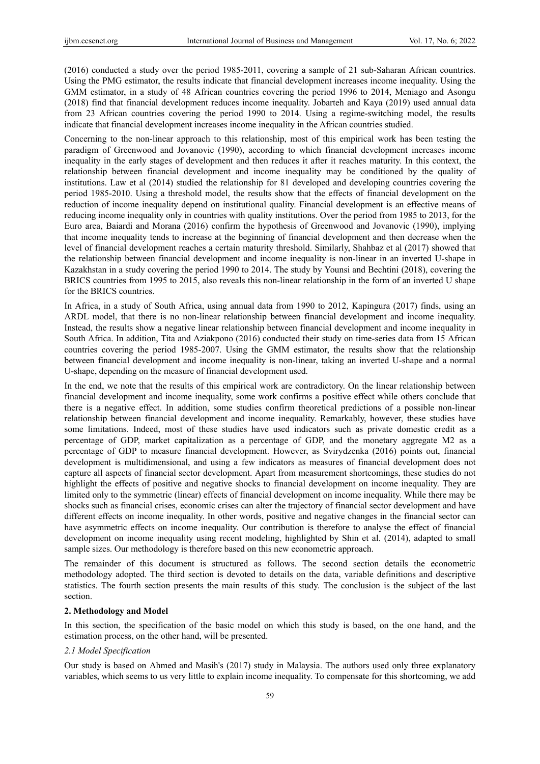(2016) conducted a study over the period 1985-2011, covering a sample of 21 sub-Saharan African countries. Using the PMG estimator, the results indicate that financial development increases income inequality. Using the GMM estimator, in a study of 48 African countries covering the period 1996 to 2014, Meniago and Asongu (2018) find that financial development reduces income inequality. Jobarteh and Kaya (2019) used annual data from 23 African countries covering the period 1990 to 2014. Using a regime-switching model, the results indicate that financial development increases income inequality in the African countries studied.

Concerning to the non-linear approach to this relationship, most of this empirical work has been testing the paradigm of Greenwood and Jovanovic (1990), according to which financial development increases income inequality in the early stages of development and then reduces it after it reaches maturity. In this context, the relationship between financial development and income inequality may be conditioned by the quality of institutions. Law et al (2014) studied the relationship for 81 developed and developing countries covering the period 1985-2010. Using a threshold model, the results show that the effects of financial development on the reduction of income inequality depend on institutional quality. Financial development is an effective means of reducing income inequality only in countries with quality institutions. Over the period from 1985 to 2013, for the Euro area, Baiardi and Morana (2016) confirm the hypothesis of Greenwood and Jovanovic (1990), implying that income inequality tends to increase at the beginning of financial development and then decrease when the level of financial development reaches a certain maturity threshold. Similarly, Shahbaz et al (2017) showed that the relationship between financial development and income inequality is non-linear in an inverted U-shape in Kazakhstan in a study covering the period 1990 to 2014. The study by Younsi and Bechtini (2018), covering the BRICS countries from 1995 to 2015, also reveals this non-linear relationship in the form of an inverted U shape for the BRICS countries.

In Africa, in a study of South Africa, using annual data from 1990 to 2012, Kapingura (2017) finds, using an ARDL model, that there is no non-linear relationship between financial development and income inequality. Instead, the results show a negative linear relationship between financial development and income inequality in South Africa. In addition, Tita and Aziakpono (2016) conducted their study on time-series data from 15 African countries covering the period 1985-2007. Using the GMM estimator, the results show that the relationship between financial development and income inequality is non-linear, taking an inverted U-shape and a normal U-shape, depending on the measure of financial development used.

In the end, we note that the results of this empirical work are contradictory. On the linear relationship between financial development and income inequality, some work confirms a positive effect while others conclude that there is a negative effect. In addition, some studies confirm theoretical predictions of a possible non-linear relationship between financial development and income inequality. Remarkably, however, these studies have some limitations. Indeed, most of these studies have used indicators such as private domestic credit as a percentage of GDP, market capitalization as a percentage of GDP, and the monetary aggregate M2 as a percentage of GDP to measure financial development. However, as Svirydzenka (2016) points out, financial development is multidimensional, and using a few indicators as measures of financial development does not capture all aspects of financial sector development. Apart from measurement shortcomings, these studies do not highlight the effects of positive and negative shocks to financial development on income inequality. They are limited only to the symmetric (linear) effects of financial development on income inequality. While there may be shocks such as financial crises, economic crises can alter the trajectory of financial sector development and have different effects on income inequality. In other words, positive and negative changes in the financial sector can have asymmetric effects on income inequality. Our contribution is therefore to analyse the effect of financial development on income inequality using recent modeling, highlighted by Shin et al. (2014), adapted to small sample sizes. Our methodology is therefore based on this new econometric approach.

The remainder of this document is structured as follows. The second section details the econometric methodology adopted. The third section is devoted to details on the data, variable definitions and descriptive statistics. The fourth section presents the main results of this study. The conclusion is the subject of the last section.

## 2. Methodology and Model

In this section, the specification of the basic model on which this study is based, on the one hand, and the estimation process, on the other hand, will be presented.

### *2.1 Model Specification*

Our study is based on Ahmed and Masih's (2017) study in Malaysia. The authors used only three explanatory variables, which seems to us very little to explain income inequality. To compensate for this shortcoming, we add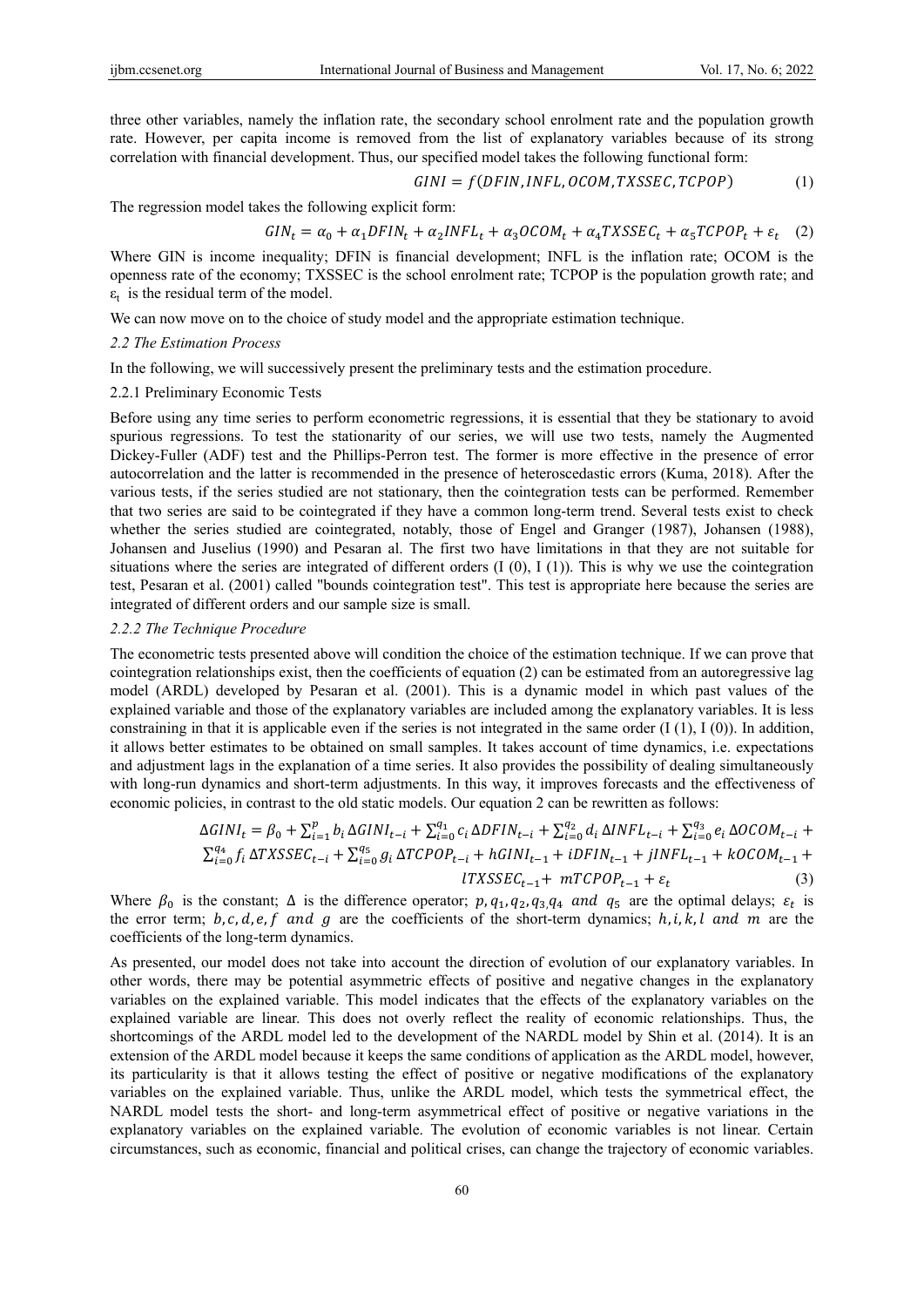three other variables, namely the inflation rate, the secondary school enrolment rate and the population growth rate. However, per capita income is removed from the list of explanatory variables because of its strong correlation with financial development. Thus, our specified model takes the following functional form:

$$GINI = f(DFIN, INFL, OCOM, TXSSEC, TCPOP) \quad (1)$$

The regression model takes the following explicit form:

$$GIN_t = \alpha_0 + \alpha_1 DFIN_t + \alpha_2 INFL_t + \alpha_3 OCOM_t + \alpha_4 TXSSEC_t + \alpha_5 TCPOP_t + \varepsilon_t \quad (2)$$

Where GIN is income inequality; DFIN is financial development; INFL is the inflation rate; OCOM is the openness rate of the economy; TXSSEC is the school enrolment rate; TCPOP is the population growth rate; and $\varepsilon_t$ is the residual term of the model.

We can now move on to the choice of study model and the appropriate estimation technique.

### *2.2 The Estimation Process*

In the following, we will successively present the preliminary tests and the estimation procedure.

#### 2.2.1 Preliminary Economic Tests

Before using any time series to perform econometric regressions, it is essential that they be stationary to avoid spurious regressions. To test the stationarity of our series, we will use two tests, namely the Augmented Dickey-Fuller (ADF) test and the Phillips-Perron test. The former is more effective in the presence of error autocorrelation and the latter is recommended in the presence of heteroscedastic errors (Kuma, 2018). After the various tests, if the series studied are not stationary, then the cointegration tests can be performed. Remember that two series are said to be cointegrated if they have a common long-term trend. Several tests exist to check whether the series studied are cointegrated, notably, those of Engel and Granger (1987), Johansen (1988), Johansen and Juselius (1990) and Pesaran al. The first two have limitations in that they are not suitable for situations where the series are integrated of different orders (I (0), I (1)). This is why we use the cointegration test, Pesaran et al. (2001) called "bounds cointegration test". This test is appropriate here because the series are integrated of different orders and our sample size is small.

#### *2.2.2 The Technique Procedure*

The econometric tests presented above will condition the choice of the estimation technique. If we can prove that cointegration relationships exist, then the coefficients of equation (2) can be estimated from an autoregressive lag model (ARDL) developed by Pesaran et al. (2001). This is a dynamic model in which past values of the explained variable and those of the explanatory variables are included among the explanatory variables. It is less constraining in that it is applicable even if the series is not integrated in the same order (I (1), I (0)). In addition, it allows better estimates to be obtained on small samples. It takes account of time dynamics, i.e. expectations and adjustment lags in the explanation of a time series. It also provides the possibility of dealing simultaneously with long-run dynamics and short-term adjustments. In this way, it improves forecasts and the effectiveness of economic policies, in contrast to the old static models. Our equation 2 can be rewritten as follows:

$$\Delta GINI_t = \beta_0 + \sum_{i=1}^{p} b_i \,\Delta GINI_{t-i} + \sum_{i=0}^{q_1} c_i \,\Delta DFIN_{t-i} + \sum_{i=0}^{q_2} d_i \,\Delta INFL_{t-i} + \sum_{i=0}^{q_3} e_i \,\Delta OCOM_{t-i} + \sum_{i=0}^{q_4} f_i \,\Delta TXSSEC_{t-i} + \sum_{i=0}^{q_5} g_i \,\Delta TCPOP_{t-i} + hGINI_{t-1} + iDFIN_{t-1} + jINFL_{t-1} + kOCOM_{t-1} + lTXSSEC_{t-1} + mTCPOP_{t-1} + \varepsilon_t \quad (3)$$

Where $\beta_0$ is the constant; $\Delta$ is the difference operator; $p, q_1, q_2, q_3, q_4$ *and* $q_5$ are the optimal delays; $\varepsilon_t$ is the error term; $b, c, d, e, f$ *and* $g$ are the coefficients of the short-term dynamics; $h, i, k, l$ *and* $m$ are the coefficients of the long-term dynamics.

As presented, our model does not take into account the direction of evolution of our explanatory variables. In other words, there may be potential asymmetric effects of positive and negative changes in the explanatory variables on the explained variable. This model indicates that the effects of the explanatory variables on the explained variable are linear. This does not overly reflect the reality of economic relationships. Thus, the shortcomings of the ARDL model led to the development of the NARDL model by Shin et al. (2014). It is an extension of the ARDL model because it keeps the same conditions of application as the ARDL model, however, its particularity is that it allows testing the effect of positive or negative modifications of the explanatory variables on the explained variable. Thus, unlike the ARDL model, which tests the symmetrical effect, the NARDL model tests the short- and long-term asymmetrical effect of positive or negative variations in the explanatory variables on the explained variable. The evolution of economic variables is not linear. Certain circumstances, such as economic, financial and political crises, can change the trajectory of economic variables.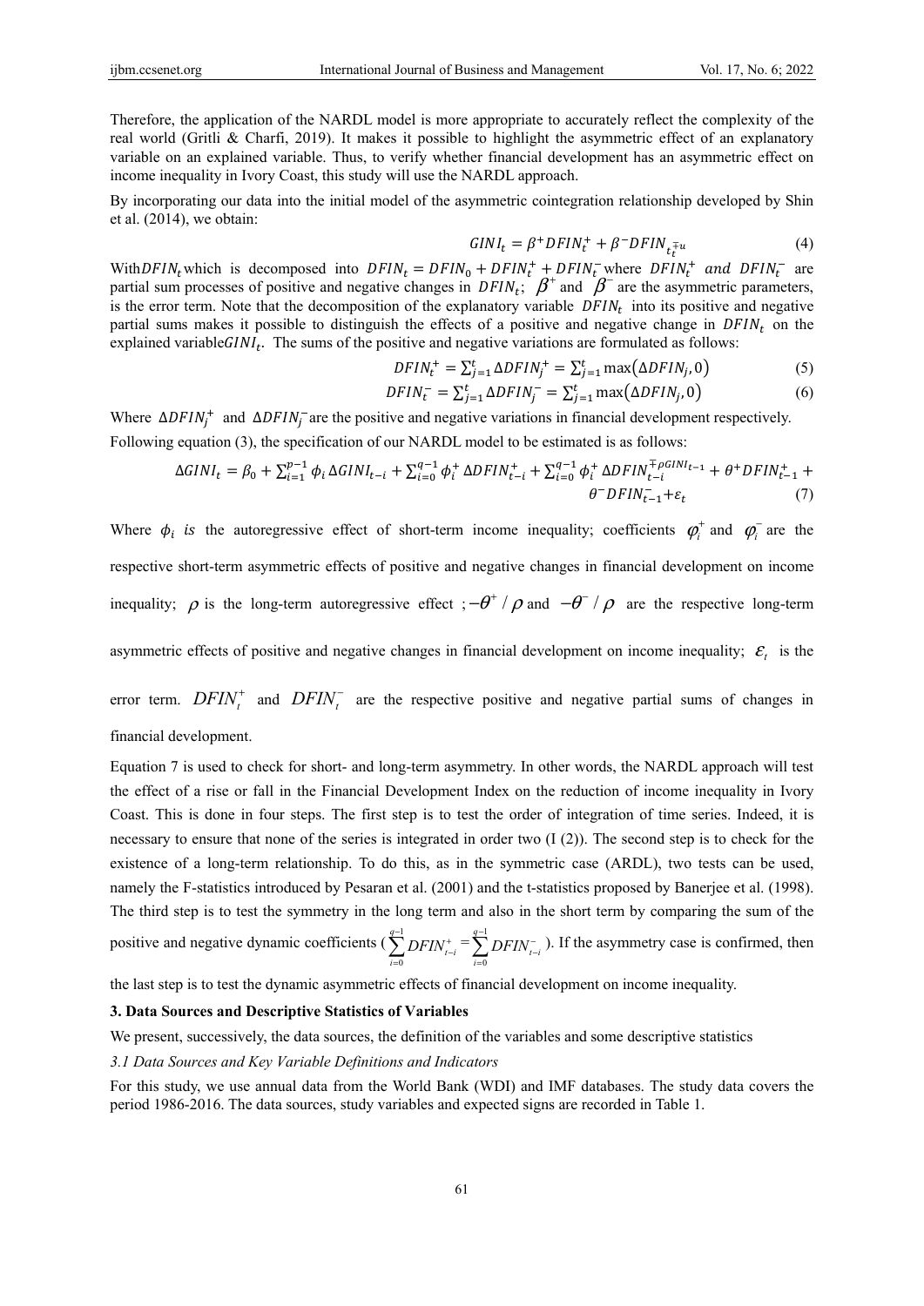Therefore, the application of the NARDL model is more appropriate to accurately reflect the complexity of the real world (Gritli & Charfi, 2019). It makes it possible to highlight the asymmetric effect of an explanatory variable on an explained variable. Thus, to verify whether financial development has an asymmetric effect on income inequality in Ivory Coast, this study will use the NARDL approach.

By incorporating our data into the initial model of the asymmetric cointegration relationship developed by Shin et al. (2014), we obtain:

$$GINI_t = \beta^+ DFIN_t^+ + \beta^- DFIN_{t_t^{\mp u}} \tag{4}$$

With $DFIN_t$ which is decomposed into $DFIN_t = DFIN_0 + DFIN_t^+ + DFIN_t^-$ where $DFIN_t^+$ *and* $DFIN_t^-$ are partial sum processes of positive and negative changes in $DFIN_t$; $\beta^+$ and $\beta^-$ are the asymmetric parameters, is the error term. Note that the decomposition of the explanatory variable $DFIN_t$ into its positive and negative partial sums makes it possible to distinguish the effects of a positive and negative change in $DFIN_t$ on the explained variable $GINI_t$. The sums of the positive and negative variations are formulated as follows:

$$DFIN_t^+ = \sum_{j=1}^{t} \Delta DFIN_j^+ = \sum_{j=1}^{t} \max(\Delta DFIN_j, 0) \tag{5}$$

$$DFIN_t^- = \sum_{j=1}^{t} \Delta DFIN_j^- = \sum_{j=1}^{t} \max(\Delta DFIN_j, 0) \tag{6}$$

Where $\Delta DFIN_j^+$ and $\Delta DFIN_j^-$ are the positive and negative variations in financial development respectively.

Following equation (3), the specification of our NARDL model to be estimated is as follows:

$$\Delta GINI_t = \beta_0 + \sum_{i=1}^{p-1} \phi_i \Delta GINI_{t-i} + \sum_{i=0}^{q-1} \phi_i^+ \Delta DFIN_{t-i}^+ + \sum_{i=0}^{q-1} \phi_i^+ \Delta DFIN_{t-i}^{\mp \rho GINI_{t-1}} + \theta^+ DFIN_{t-1}^+ + \theta^- DFIN_{t-1}^- + \varepsilon_t \tag{7}$$

Where $\phi_i$ *is* the autoregressive effect of short-term income inequality; coefficients $\varphi_i^+$ and $\varphi_i^-$ are the respective short-term asymmetric effects of positive and negative changes in financial development on income inequality; $\rho$ is the long-term autoregressive effect ; $-\theta^+ / \rho$ and $-\theta^- / \rho$ are the respective long-term asymmetric effects of positive and negative changes in financial development on income inequality; $\varepsilon_t$ is the error term. $DFIN_t^+$ and $DFIN_t^-$ are the respective positive and negative partial sums of changes in financial development.

Equation 7 is used to check for short- and long-term asymmetry. In other words, the NARDL approach will test the effect of a rise or fall in the Financial Development Index on the reduction of income inequality in Ivory Coast. This is done in four steps. The first step is to test the order of integration of time series. Indeed, it is necessary to ensure that none of the series is integrated in order two (I (2)). The second step is to check for the existence of a long-term relationship. To do this, as in the symmetric case (ARDL), two tests can be used, namely the F-statistics introduced by Pesaran et al. (2001) and the t-statistics proposed by Banerjee et al. (1998). The third step is to test the symmetry in the long term and also in the short term by comparing the sum of the positive and negative dynamic coefficients ($\sum_{i=0}^{q-1} DFIN_{t-i}^+ = \sum_{i=0}^{q-1} DFIN_{t-i}^-$). If the asymmetry case is confirmed, then the last step is to test the dynamic asymmetric effects of financial development on income inequality.

## 3. Data Sources and Descriptive Statistics of Variables

We present, successively, the data sources, the definition of the variables and some descriptive statistics

### *3.1 Data Sources and Key Variable Definitions and Indicators*

For this study, we use annual data from the World Bank (WDI) and IMF databases. The study data covers the period 1986-2016. The data sources, study variables and expected signs are recorded in Table 1.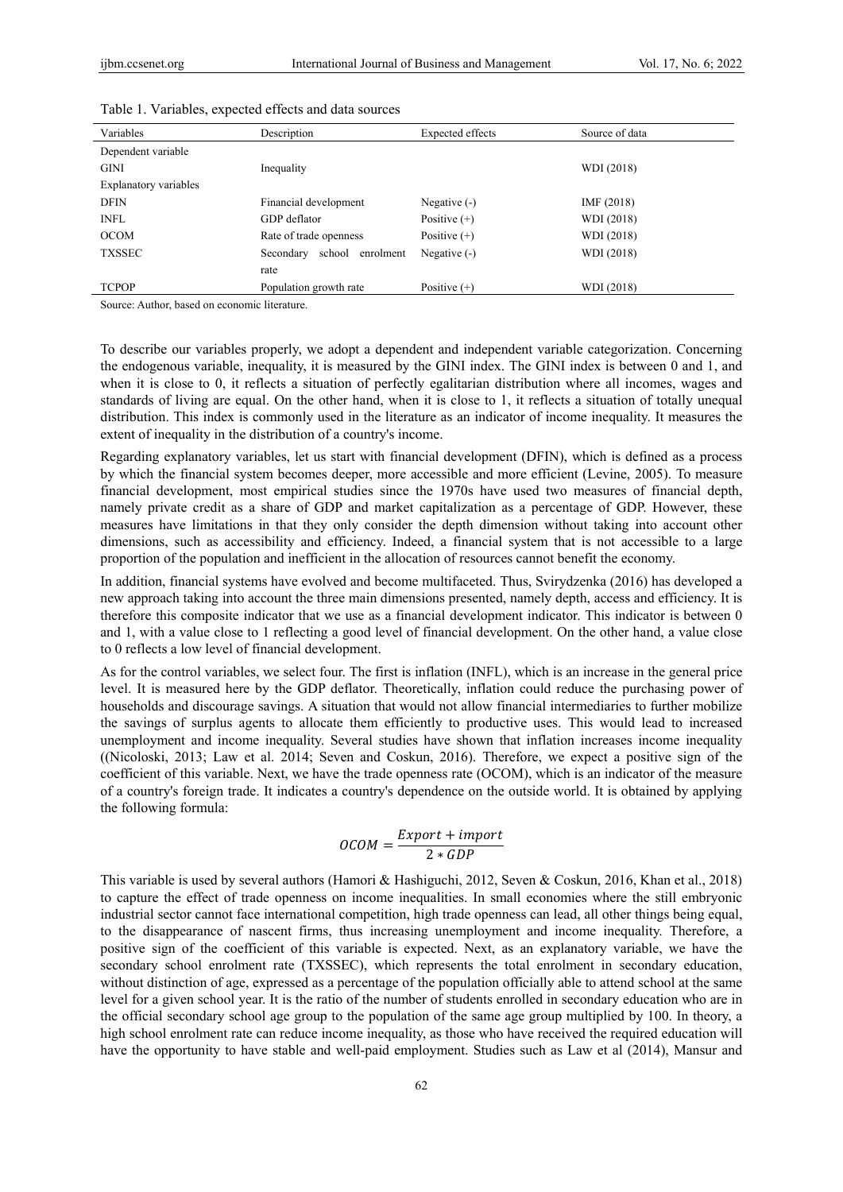Table 1. Variables, expected effects and data sources

| Variables | Description | Expected effects | Source of data |
|---|---|---|---|
| Dependent variable | | | |
| GINI | Inequality | | WDI (2018) |
| Explanatory variables | | | |
| DFIN | Financial development | Negative (-) | IMF (2018) |
| INFL | GDP deflator | Positive (+) | WDI (2018) |
| OCOM | Rate of trade openness | Positive (+) | WDI (2018) |
| TXSSEC | Secondary school enrolment rate | Negative (-) | WDI (2018) |
| TCPOP | Population growth rate | Positive (+) | WDI (2018) |

Source: Author, based on economic literature.

To describe our variables properly, we adopt a dependent and independent variable categorization. Concerning the endogenous variable, inequality, it is measured by the GINI index. The GINI index is between 0 and 1, and when it is close to 0, it reflects a situation of perfectly egalitarian distribution where all incomes, wages and standards of living are equal. On the other hand, when it is close to 1, it reflects a situation of totally unequal distribution. This index is commonly used in the literature as an indicator of income inequality. It measures the extent of inequality in the distribution of a country's income.

Regarding explanatory variables, let us start with financial development (DFIN), which is defined as a process by which the financial system becomes deeper, more accessible and more efficient (Levine, 2005). To measure financial development, most empirical studies since the 1970s have used two measures of financial depth, namely private credit as a share of GDP and market capitalization as a percentage of GDP. However, these measures have limitations in that they only consider the depth dimension without taking into account other dimensions, such as accessibility and efficiency. Indeed, a financial system that is not accessible to a large proportion of the population and inefficient in the allocation of resources cannot benefit the economy.

In addition, financial systems have evolved and become multifaceted. Thus, Svirydzenka (2016) has developed a new approach taking into account the three main dimensions presented, namely depth, access and efficiency. It is therefore this composite indicator that we use as a financial development indicator. This indicator is between 0 and 1, with a value close to 1 reflecting a good level of financial development. On the other hand, a value close to 0 reflects a low level of financial development.

As for the control variables, we select four. The first is inflation (INFL), which is an increase in the general price level. It is measured here by the GDP deflator. Theoretically, inflation could reduce the purchasing power of households and discourage savings. A situation that would not allow financial intermediaries to further mobilize the savings of surplus agents to allocate them efficiently to productive uses. This would lead to increased unemployment and income inequality. Several studies have shown that inflation increases income inequality ((Nicoloski, 2013; Law et al. 2014; Seven and Coskun, 2016). Therefore, we expect a positive sign of the coefficient of this variable. Next, we have the trade openness rate (OCOM), which is an indicator of the measure of a country's foreign trade. It indicates a country's dependence on the outside world. It is obtained by applying the following formula:

$$OCOM = \frac{Export + import}{2 * GDP}$$

This variable is used by several authors (Hamori & Hashiguchi, 2012, Seven & Coskun, 2016, Khan et al., 2018) to capture the effect of trade openness on income inequalities. In small economies where the still embryonic industrial sector cannot face international competition, high trade openness can lead, all other things being equal, to the disappearance of nascent firms, thus increasing unemployment and income inequality. Therefore, a positive sign of the coefficient of this variable is expected. Next, as an explanatory variable, we have the secondary school enrolment rate (TXSSEC), which represents the total enrolment in secondary education, without distinction of age, expressed as a percentage of the population officially able to attend school at the same level for a given school year. It is the ratio of the number of students enrolled in secondary education who are in the official secondary school age group to the population of the same age group multiplied by 100. In theory, a high school enrolment rate can reduce income inequality, as those who have received the required education will have the opportunity to have stable and well-paid employment. Studies such as Law et al (2014), Mansur and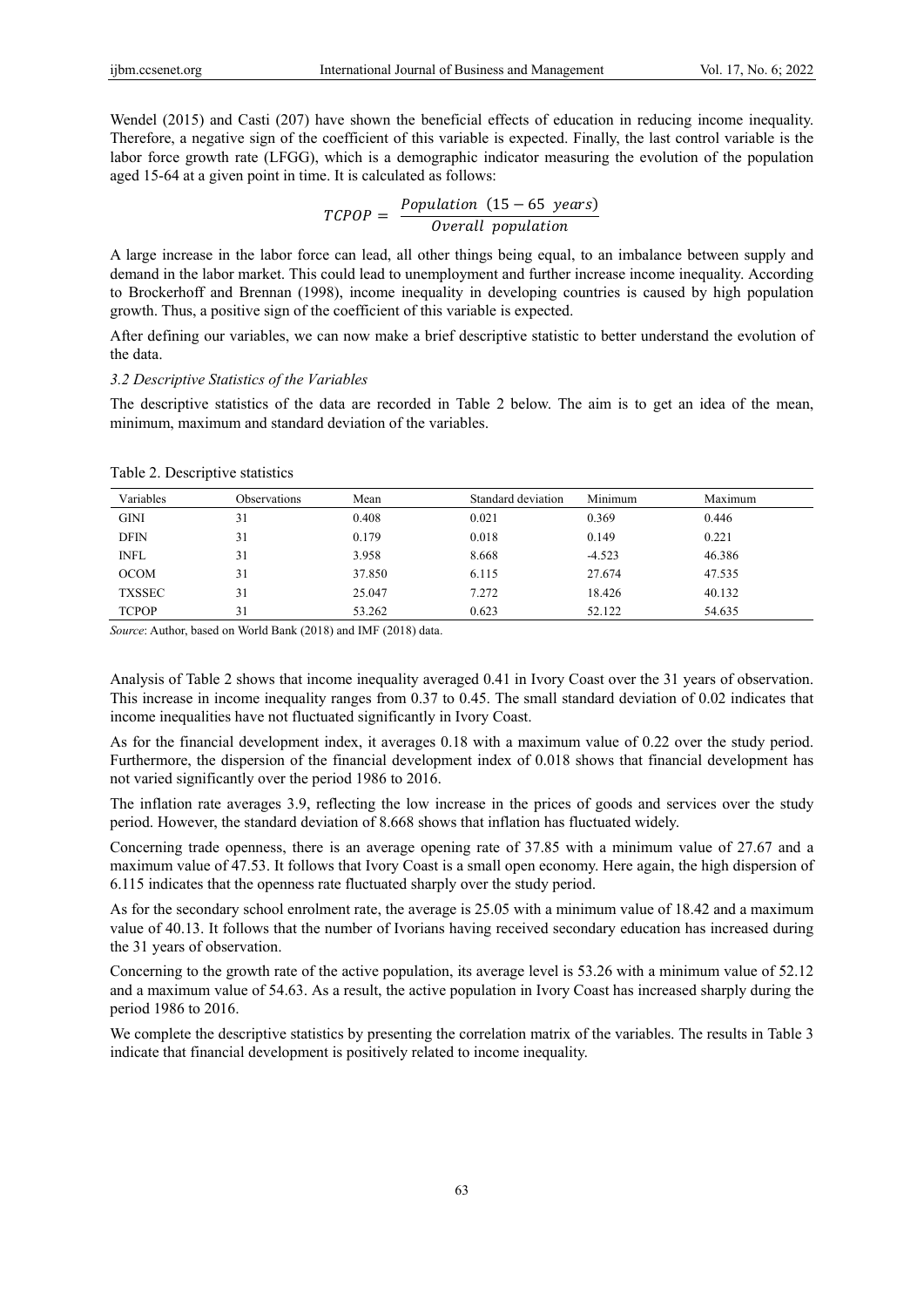Wendel (2015) and Casti (207) have shown the beneficial effects of education in reducing income inequality. Therefore, a negative sign of the coefficient of this variable is expected. Finally, the last control variable is the labor force growth rate (LFGG), which is a demographic indicator measuring the evolution of the population aged 15-64 at a given point in time. It is calculated as follows:

$$TCPOP = \frac{Population\ \ (15-65\ \ years)}{Overall\ \ population}$$

A large increase in the labor force can lead, all other things being equal, to an imbalance between supply and demand in the labor market. This could lead to unemployment and further increase income inequality. According to Brockerhoff and Brennan (1998), income inequality in developing countries is caused by high population growth. Thus, a positive sign of the coefficient of this variable is expected.

After defining our variables, we can now make a brief descriptive statistic to better understand the evolution of the data.

### *3.2 Descriptive Statistics of the Variables*

The descriptive statistics of the data are recorded in Table 2 below. The aim is to get an idea of the mean, minimum, maximum and standard deviation of the variables.

Table 2. Descriptive statistics

| Variables | Observations | Mean | Standard deviation | Minimum | Maximum |
|---|---|---|---|---|---|
| GINI | 31 | 0.408 | 0.021 | 0.369 | 0.446 |
| DFIN | 31 | 0.179 | 0.018 | 0.149 | 0.221 |
| INFL | 31 | 3.958 | 8.668 | -4.523 | 46.386 |
| OCOM | 31 | 37.850 | 6.115 | 27.674 | 47.535 |
| TXSSEC | 31 | 25.047 | 7.272 | 18.426 | 40.132 |
| TCPOP | 31 | 53.262 | 0.623 | 52.122 | 54.635 |

*Source*: Author, based on World Bank (2018) and IMF (2018) data.

Analysis of Table 2 shows that income inequality averaged 0.41 in Ivory Coast over the 31 years of observation. This increase in income inequality ranges from 0.37 to 0.45. The small standard deviation of 0.02 indicates that income inequalities have not fluctuated significantly in Ivory Coast.

As for the financial development index, it averages 0.18 with a maximum value of 0.22 over the study period. Furthermore, the dispersion of the financial development index of 0.018 shows that financial development has not varied significantly over the period 1986 to 2016.

The inflation rate averages 3.9, reflecting the low increase in the prices of goods and services over the study period. However, the standard deviation of 8.668 shows that inflation has fluctuated widely.

Concerning trade openness, there is an average opening rate of 37.85 with a minimum value of 27.67 and a maximum value of 47.53. It follows that Ivory Coast is a small open economy. Here again, the high dispersion of 6.115 indicates that the openness rate fluctuated sharply over the study period.

As for the secondary school enrolment rate, the average is 25.05 with a minimum value of 18.42 and a maximum value of 40.13. It follows that the number of Ivorians having received secondary education has increased during the 31 years of observation.

Concerning to the growth rate of the active population, its average level is 53.26 with a minimum value of 52.12 and a maximum value of 54.63. As a result, the active population in Ivory Coast has increased sharply during the period 1986 to 2016.

We complete the descriptive statistics by presenting the correlation matrix of the variables. The results in Table 3 indicate that financial development is positively related to income inequality.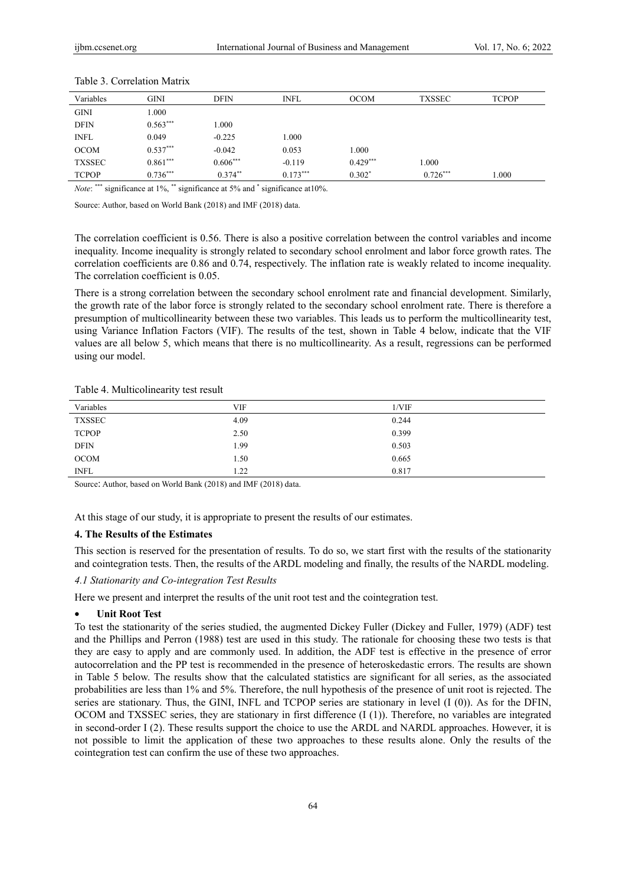Table 3. Correlation Matrix

| Variables | GINI | DFIN | INFL | OCOM | TXSSEC | TCPOP |
|---|---|---|---|---|---|---|
| GINI | 1.000 | | | | | |
| DFIN | $0.563^{***}$ | 1.000 | | | | |
| INFL | 0.049 | -0.225 | 1.000 | | | |
| OCOM | $0.537^{***}$ | -0.042 | 0.053 | 1.000 | | |
| TXSSEC | $0.861^{***}$ | $0.606^{***}$ | -0.119 | $0.429^{***}$ | 1.000 | |
| TCPOP | $0.736^{***}$ | $0.374^{**}$ | $0.173^{***}$ | $0.302^{*}$ | $0.726^{***}$ | 1.000 |

*Note*: $^{***}$ significance at 1%, $^{**}$ significance at 5% and $^{*}$ significance at10%.

Source: Author, based on World Bank (2018) and IMF (2018) data.

The correlation coefficient is 0.56. There is also a positive correlation between the control variables and income inequality. Income inequality is strongly related to secondary school enrolment and labor force growth rates. The correlation coefficients are 0.86 and 0.74, respectively. The inflation rate is weakly related to income inequality. The correlation coefficient is 0.05.

There is a strong correlation between the secondary school enrolment rate and financial development. Similarly, the growth rate of the labor force is strongly related to the secondary school enrolment rate. There is therefore a presumption of multicollinearity between these two variables. This leads us to perform the multicollinearity test, using Variance Inflation Factors (VIF). The results of the test, shown in Table 4 below, indicate that the VIF values are all below 5, which means that there is no multicollinearity. As a result, regressions can be performed using our model.

Table 4. Multicolinearity test result

| Variables | VIF | 1/VIF |
|---|---|---|
| TXSSEC | 4.09 | 0.244 |
| TCPOP | 2.50 | 0.399 |
| DFIN | 1.99 | 0.503 |
| OCOM | 1.50 | 0.665 |
| INFL | 1.22 | 0.817 |

Source: Author, based on World Bank (2018) and IMF (2018) data.

At this stage of our study, it is appropriate to present the results of our estimates.

## 4. The Results of the Estimates

This section is reserved for the presentation of results. To do so, we start first with the results of the stationarity and cointegration tests. Then, the results of the ARDL modeling and finally, the results of the NARDL modeling.

### *4.1 Stationarity and Co-integration Test Results*

Here we present and interpret the results of the unit root test and the cointegration test.

- **Unit Root Test**

To test the stationarity of the series studied, the augmented Dickey Fuller (Dickey and Fuller, 1979) (ADF) test and the Phillips and Perron (1988) test are used in this study. The rationale for choosing these two tests is that they are easy to apply and are commonly used. In addition, the ADF test is effective in the presence of error autocorrelation and the PP test is recommended in the presence of heteroskedastic errors. The results are shown in Table 5 below. The results show that the calculated statistics are significant for all series, as the associated probabilities are less than 1% and 5%. Therefore, the null hypothesis of the presence of unit root is rejected. The series are stationary. Thus, the GINI, INFL and TCPOP series are stationary in level (I (0)). As for the DFIN, OCOM and TXSSEC series, they are stationary in first difference (I (1)). Therefore, no variables are integrated in second-order I (2). These results support the choice to use the ARDL and NARDL approaches. However, it is not possible to limit the application of these two approaches to these results alone. Only the results of the cointegration test can confirm the use of these two approaches.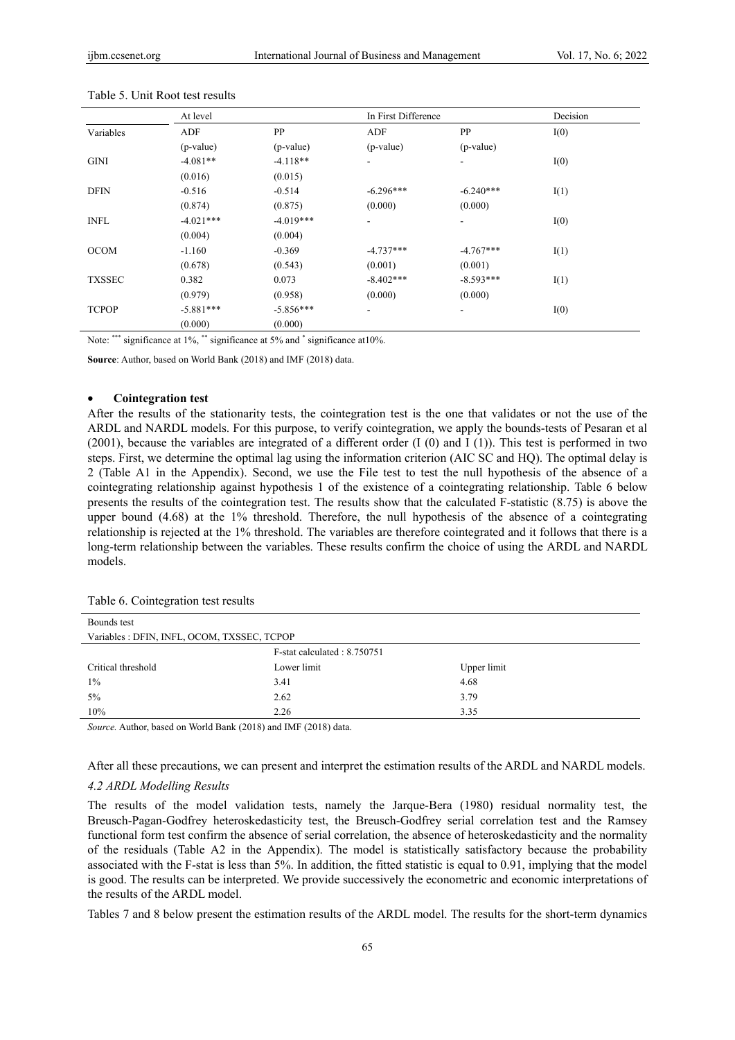Table 5. Unit Root test results

| | At level | | In First Difference | | Decision |
|---|---|---|---|---|---|
| Variables | ADF | PP | ADF | PP | I(0) |
| | (p-value) | (p-value) | (p-value) | (p-value) | |
| GINI | -4.081** | -4.118** | - | - | I(0) |
| | (0.016) | (0.015) | | | |
| DFIN | -0.516 | -0.514 | -6.296*** | -6.240*** | I(1) |
| | (0.874) | (0.875) | (0.000) | (0.000) | |
| INFL | -4.021*** | -4.019*** | - | - | I(0) |
| | (0.004) | (0.004) | | | |
| OCOM | -1.160 | -0.369 | -4.737*** | -4.767*** | I(1) |
| | (0.678) | (0.543) | (0.001) | (0.001) | |
| TXSSEC | 0.382 | 0.073 | -8.402*** | -8.593*** | I(1) |
| | (0.979) | (0.958) | (0.000) | (0.000) | |
| TCPOP | -5.881*** | -5.856*** | - | - | I(0) |
| | (0.000) | (0.000) | | | |

Note: *** significance at 1%, ** significance at 5% and * significance at10%.

**Source**: Author, based on World Bank (2018) and IMF (2018) data.

- **Cointegration test**

After the results of the stationarity tests, the cointegration test is the one that validates or not the use of the ARDL and NARDL models. For this purpose, to verify cointegration, we apply the bounds-tests of Pesaran et al (2001), because the variables are integrated of a different order (I (0) and I (1)). This test is performed in two steps. First, we determine the optimal lag using the information criterion (AIC SC and HQ). The optimal delay is 2 (Table A1 in the Appendix). Second, we use the File test to test the null hypothesis of the absence of a cointegrating relationship against hypothesis 1 of the existence of a cointegrating relationship. Table 6 below presents the results of the cointegration test. The results show that the calculated F-statistic (8.75) is above the upper bound (4.68) at the 1% threshold. Therefore, the null hypothesis of the absence of a cointegrating relationship is rejected at the 1% threshold. The variables are therefore cointegrated and it follows that there is a long-term relationship between the variables. These results confirm the choice of using the ARDL and NARDL models.

Table 6. Cointegration test results

| Bounds test | | |
|---|---|---|
| Variables : DFIN, INFL, OCOM, TXSSEC, TCPOP | | |
| | F-stat calculated : 8.750751 | |
| Critical threshold | Lower limit | Upper limit |
| 1% | 3.41 | 4.68 |
| 5% | 2.62 | 3.79 |
| 10% | 2.26 | 3.35 |

*Source.* Author, based on World Bank (2018) and IMF (2018) data.

After all these precautions, we can present and interpret the estimation results of the ARDL and NARDL models.

### *4.2 ARDL Modelling Results*

The results of the model validation tests, namely the Jarque-Bera (1980) residual normality test, the Breusch-Pagan-Godfrey heteroskedasticity test, the Breusch-Godfrey serial correlation test and the Ramsey functional form test confirm the absence of serial correlation, the absence of heteroskedasticity and the normality of the residuals (Table A2 in the Appendix). The model is statistically satisfactory because the probability associated with the F-stat is less than 5%. In addition, the fitted statistic is equal to 0.91, implying that the model is good. The results can be interpreted. We provide successively the econometric and economic interpretations of the results of the ARDL model.

Tables 7 and 8 below present the estimation results of the ARDL model. The results for the short-term dynamics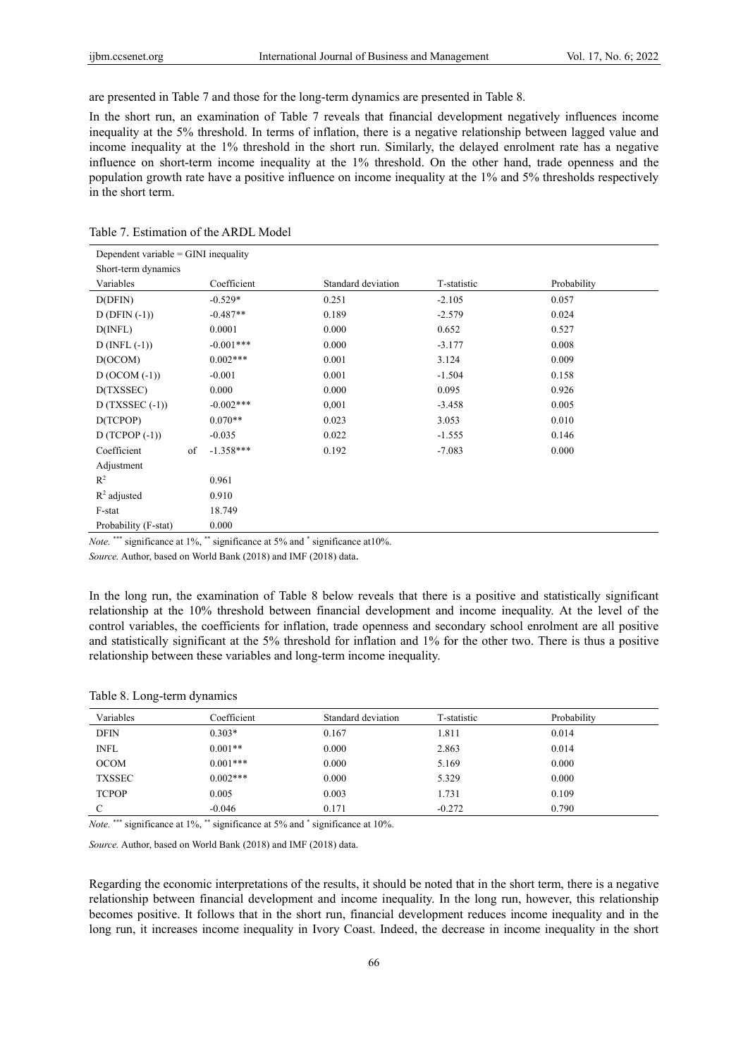are presented in Table 7 and those for the long-term dynamics are presented in Table 8.

In the short run, an examination of Table 7 reveals that financial development negatively influences income inequality at the 5% threshold. In terms of inflation, there is a negative relationship between lagged value and income inequality at the 1% threshold in the short run. Similarly, the delayed enrolment rate has a negative influence on short-term income inequality at the 1% threshold. On the other hand, trade openness and the population growth rate have a positive influence on income inequality at the 1% and 5% thresholds respectively in the short term.

Table 7. Estimation of the ARDL Model

| Dependent variable = GINI inequality | | | | |
|---|---|---|---|---|
| Short-term dynamics | | | | |
| Variables | Coefficient | Standard deviation | T-statistic | Probability |
| D(DFIN) | -0.529* | 0.251 | -2.105 | 0.057 |
| D (DFIN (-1)) | -0.487** | 0.189 | -2.579 | 0.024 |
| D(INFL) | 0.0001 | 0.000 | 0.652 | 0.527 |
| D (INFL (-1)) | -0.001*** | 0.000 | -3.177 | 0.008 |
| D(OCOM) | 0.002*** | 0.001 | 3.124 | 0.009 |
| D (OCOM (-1)) | -0.001 | 0.001 | -1.504 | 0.158 |
| D(TXSSEC) | 0.000 | 0.000 | 0.095 | 0.926 |
| D (TXSSEC (-1)) | -0.002*** | 0,001 | -3.458 | 0.005 |
| D(TCPOP) | 0.070** | 0.023 | 3.053 | 0.010 |
| D (TCPOP (-1)) | -0.035 | 0.022 | -1.555 | 0.146 |
| Coefficient of Adjustment | -1.358*** | 0.192 | -7.083 | 0.000 |
| $R^2$ | 0.961 | | | |
| $R^2$ adjusted | 0.910 | | | |
| F-stat | 18.749 | | | |
| Probability (F-stat) | 0.000 | | | |

*Note.* *** significance at 1%, ** significance at 5% and * significance at10%.

*Source.* Author, based on World Bank (2018) and IMF (2018) data.

In the long run, the examination of Table 8 below reveals that there is a positive and statistically significant relationship at the 10% threshold between financial development and income inequality. At the level of the control variables, the coefficients for inflation, trade openness and secondary school enrolment are all positive and statistically significant at the 5% threshold for inflation and 1% for the other two. There is thus a positive relationship between these variables and long-term income inequality.

Table 8. Long-term dynamics

| Variables | Coefficient | Standard deviation | T-statistic | Probability |
|---|---|---|---|---|
| DFIN | 0.303* | 0.167 | 1.811 | 0.014 |
| INFL | 0.001** | 0.000 | 2.863 | 0.014 |
| OCOM | 0.001*** | 0.000 | 5.169 | 0.000 |
| TXSSEC | 0.002*** | 0.000 | 5.329 | 0.000 |
| TCPOP | 0.005 | 0.003 | 1.731 | 0.109 |
| C | -0.046 | 0.171 | -0.272 | 0.790 |

*Note.* *** significance at 1%, ** significance at 5% and * significance at 10%.

*Source.* Author, based on World Bank (2018) and IMF (2018) data.

Regarding the economic interpretations of the results, it should be noted that in the short term, there is a negative relationship between financial development and income inequality. In the long run, however, this relationship becomes positive. It follows that in the short run, financial development reduces income inequality and in the long run, it increases income inequality in Ivory Coast. Indeed, the decrease in income inequality in the short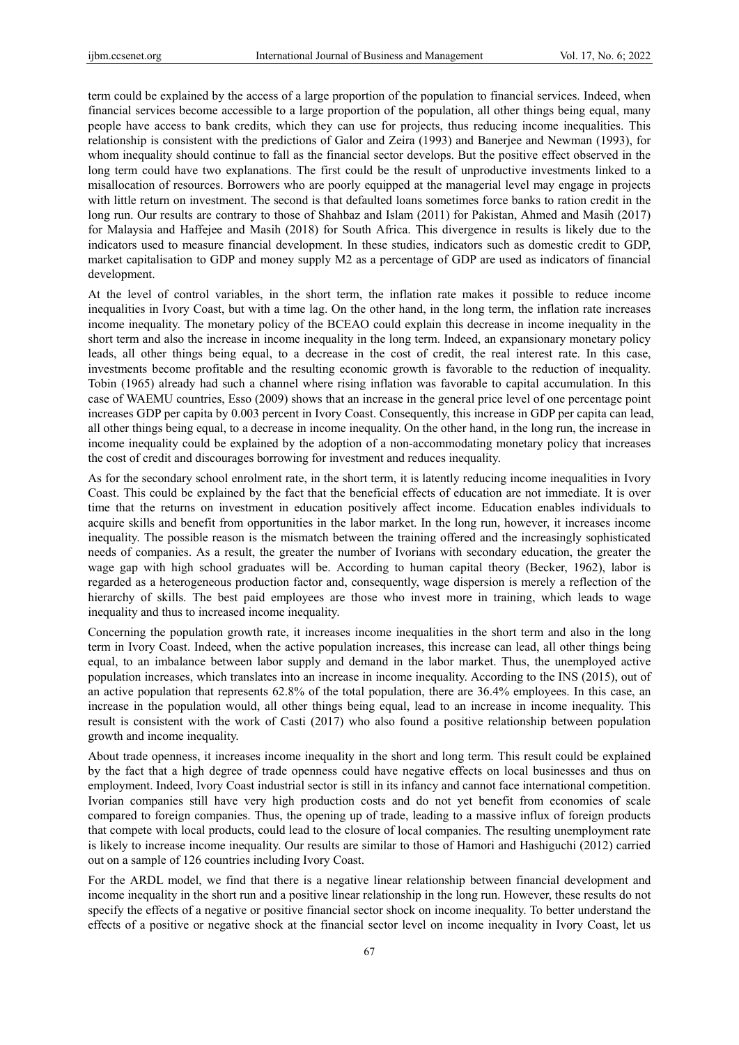term could be explained by the access of a large proportion of the population to financial services. Indeed, when financial services become accessible to a large proportion of the population, all other things being equal, many people have access to bank credits, which they can use for projects, thus reducing income inequalities. This relationship is consistent with the predictions of Galor and Zeira (1993) and Banerjee and Newman (1993), for whom inequality should continue to fall as the financial sector develops. But the positive effect observed in the long term could have two explanations. The first could be the result of unproductive investments linked to a misallocation of resources. Borrowers who are poorly equipped at the managerial level may engage in projects with little return on investment. The second is that defaulted loans sometimes force banks to ration credit in the long run. Our results are contrary to those of Shahbaz and Islam (2011) for Pakistan, Ahmed and Masih (2017) for Malaysia and Haffejee and Masih (2018) for South Africa. This divergence in results is likely due to the indicators used to measure financial development. In these studies, indicators such as domestic credit to GDP, market capitalisation to GDP and money supply M2 as a percentage of GDP are used as indicators of financial development.

At the level of control variables, in the short term, the inflation rate makes it possible to reduce income inequalities in Ivory Coast, but with a time lag. On the other hand, in the long term, the inflation rate increases income inequality. The monetary policy of the BCEAO could explain this decrease in income inequality in the short term and also the increase in income inequality in the long term. Indeed, an expansionary monetary policy leads, all other things being equal, to a decrease in the cost of credit, the real interest rate. In this case, investments become profitable and the resulting economic growth is favorable to the reduction of inequality. Tobin (1965) already had such a channel where rising inflation was favorable to capital accumulation. In this case of WAEMU countries, Esso (2009) shows that an increase in the general price level of one percentage point increases GDP per capita by 0.003 percent in Ivory Coast. Consequently, this increase in GDP per capita can lead, all other things being equal, to a decrease in income inequality. On the other hand, in the long run, the increase in income inequality could be explained by the adoption of a non-accommodating monetary policy that increases the cost of credit and discourages borrowing for investment and reduces inequality.

As for the secondary school enrolment rate, in the short term, it is latently reducing income inequalities in Ivory Coast. This could be explained by the fact that the beneficial effects of education are not immediate. It is over time that the returns on investment in education positively affect income. Education enables individuals to acquire skills and benefit from opportunities in the labor market. In the long run, however, it increases income inequality. The possible reason is the mismatch between the training offered and the increasingly sophisticated needs of companies. As a result, the greater the number of Ivorians with secondary education, the greater the wage gap with high school graduates will be. According to human capital theory (Becker, 1962), labor is regarded as a heterogeneous production factor and, consequently, wage dispersion is merely a reflection of the hierarchy of skills. The best paid employees are those who invest more in training, which leads to wage inequality and thus to increased income inequality.

Concerning the population growth rate, it increases income inequalities in the short term and also in the long term in Ivory Coast. Indeed, when the active population increases, this increase can lead, all other things being equal, to an imbalance between labor supply and demand in the labor market. Thus, the unemployed active population increases, which translates into an increase in income inequality. According to the INS (2015), out of an active population that represents 62.8% of the total population, there are 36.4% employees. In this case, an increase in the population would, all other things being equal, lead to an increase in income inequality. This result is consistent with the work of Casti (2017) who also found a positive relationship between population growth and income inequality.

About trade openness, it increases income inequality in the short and long term. This result could be explained by the fact that a high degree of trade openness could have negative effects on local businesses and thus on employment. Indeed, Ivory Coast industrial sector is still in its infancy and cannot face international competition. Ivorian companies still have very high production costs and do not yet benefit from economies of scale compared to foreign companies. Thus, the opening up of trade, leading to a massive influx of foreign products that compete with local products, could lead to the closure of local companies. The resulting unemployment rate is likely to increase income inequality. Our results are similar to those of Hamori and Hashiguchi (2012) carried out on a sample of 126 countries including Ivory Coast.

For the ARDL model, we find that there is a negative linear relationship between financial development and income inequality in the short run and a positive linear relationship in the long run. However, these results do not specify the effects of a negative or positive financial sector shock on income inequality. To better understand the effects of a positive or negative shock at the financial sector level on income inequality in Ivory Coast, let us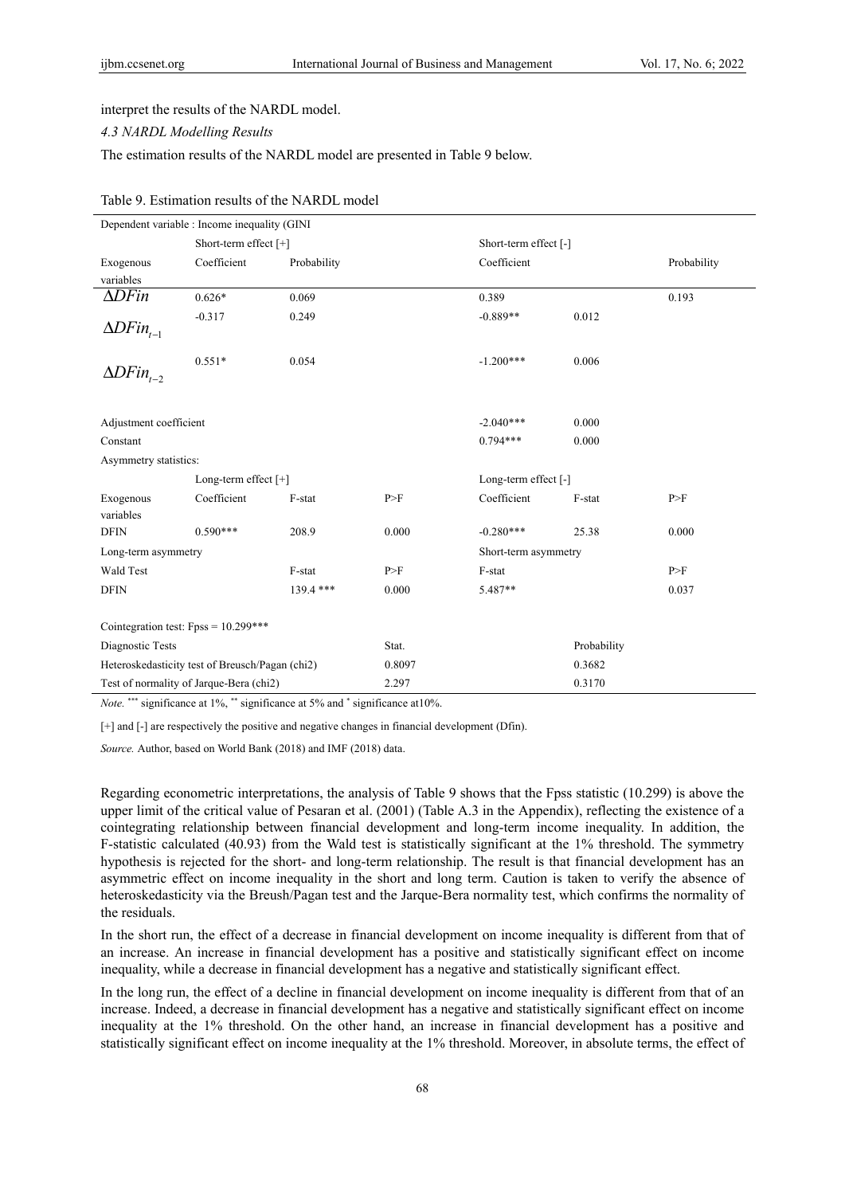interpret the results of the NARDL model.

### *4.3 NARDL Modelling Results*

The estimation results of the NARDL model are presented in Table 9 below.

Table 9. Estimation results of the NARDL model

| Dependent variable : Income inequality (GINI | | | | | | |
|---|---|---|---|---|---|---|
| | Short-term effect [+] | | | Short-term effect [-] | | |
| Exogenous variables | Coefficient | Probability | | Coefficient | | Probability |
| $\Delta DFin$ | 0.626* | 0.069 | | 0.389 | | 0.193 |
| $\Delta DFin_{t-1}$ | -0.317 | 0.249 | | -0.889** | 0.012 | |
| $\Delta DFin_{t-2}$ | 0.551* | 0.054 | | -1.200*** | 0.006 | |
| Adjustment coefficient | | | | -2.040*** | 0.000 | |
| Constant | | | | 0.794*** | 0.000 | |
| Asymmetry statistics: | | | | | | |
| | Long-term effect [+] | | | Long-term effect [-] | | |
| Exogenous variables | Coefficient | F-stat | P>F | Coefficient | F-stat | P>F |
| DFIN | 0.590*** | 208.9 | 0.000 | -0.280*** | 25.38 | 0.000 |
| Long-term asymmetry | | | | Short-term asymmetry | | |
| Wald Test | | F-stat | P>F | F-stat | | P>F |
| DFIN | | 139.4 *** | 0.000 | 5.487** | | 0.037 |
| Cointegration test: Fpss = 10.299*** | | | | | | |
| Diagnostic Tests | | | Stat. | | Probability | |
| Heteroskedasticity test of Breusch/Pagan (chi2) | | | 0.8097 | | 0.3682 | |
| Test of normality of Jarque-Bera (chi2) | | | 2.297 | | 0.3170 | |

*Note.* *** significance at 1%, ** significance at 5% and * significance at10%.

[+] and [-] are respectively the positive and negative changes in financial development (Dfin).

*Source.* Author, based on World Bank (2018) and IMF (2018) data.

Regarding econometric interpretations, the analysis of Table 9 shows that the Fpss statistic (10.299) is above the upper limit of the critical value of Pesaran et al. (2001) (Table A.3 in the Appendix), reflecting the existence of a cointegrating relationship between financial development and long-term income inequality. In addition, the F-statistic calculated (40.93) from the Wald test is statistically significant at the 1% threshold. The symmetry hypothesis is rejected for the short- and long-term relationship. The result is that financial development has an asymmetric effect on income inequality in the short and long term. Caution is taken to verify the absence of heteroskedasticity via the Breush/Pagan test and the Jarque-Bera normality test, which confirms the normality of the residuals.

In the short run, the effect of a decrease in financial development on income inequality is different from that of an increase. An increase in financial development has a positive and statistically significant effect on income inequality, while a decrease in financial development has a negative and statistically significant effect.

In the long run, the effect of a decline in financial development on income inequality is different from that of an increase. Indeed, a decrease in financial development has a negative and statistically significant effect on income inequality at the 1% threshold. On the other hand, an increase in financial development has a positive and statistically significant effect on income inequality at the 1% threshold. Moreover, in absolute terms, the effect of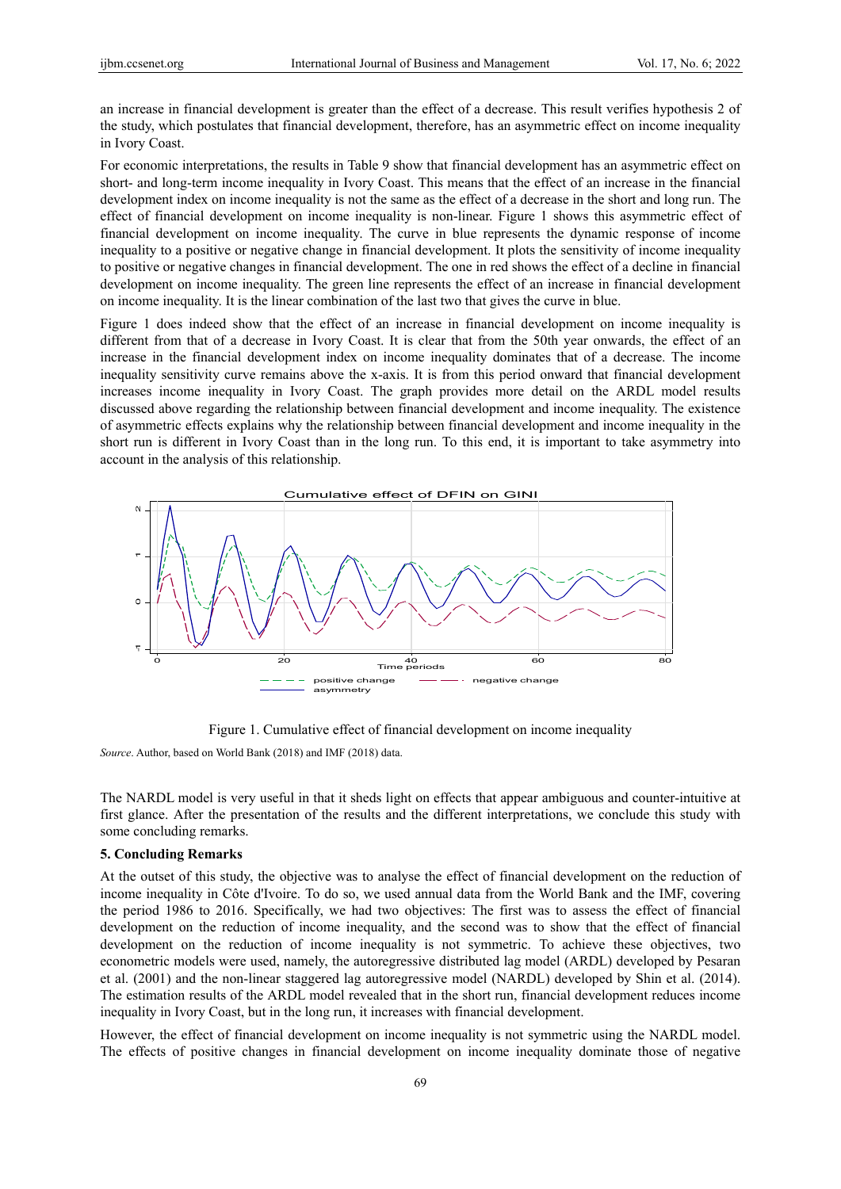an increase in financial development is greater than the effect of a decrease. This result verifies hypothesis 2 of the study, which postulates that financial development, therefore, has an asymmetric effect on income inequality in Ivory Coast.

For economic interpretations, the results in Table 9 show that financial development has an asymmetric effect on short- and long-term income inequality in Ivory Coast. This means that the effect of an increase in the financial development index on income inequality is not the same as the effect of a decrease in the short and long run. The effect of financial development on income inequality is non-linear. Figure 1 shows this asymmetric effect of financial development on income inequality. The curve in blue represents the dynamic response of income inequality to a positive or negative change in financial development. It plots the sensitivity of income inequality to positive or negative changes in financial development. The one in red shows the effect of a decline in financial development on income inequality. The green line represents the effect of an increase in financial development on income inequality. It is the linear combination of the last two that gives the curve in blue.

Figure 1 does indeed show that the effect of an increase in financial development on income inequality is different from that of a decrease in Ivory Coast. It is clear that from the 50th year onwards, the effect of an increase in the financial development index on income inequality dominates that of a decrease. The income inequality sensitivity curve remains above the x-axis. It is from this period onward that financial development increases income inequality in Ivory Coast. The graph provides more detail on the ARDL model results discussed above regarding the relationship between financial development and income inequality. The existence of asymmetric effects explains why the relationship between financial development and income inequality in the short run is different in Ivory Coast than in the long run. To this end, it is important to take asymmetry into account in the analysis of this relationship.

Figure 1. Cumulative effect of financial development on income inequality

*Source*. Author, based on World Bank (2018) and IMF (2018) data.

The NARDL model is very useful in that it sheds light on effects that appear ambiguous and counter-intuitive at first glance. After the presentation of the results and the different interpretations, we conclude this study with some concluding remarks.

## 5. Concluding Remarks

At the outset of this study, the objective was to analyse the effect of financial development on the reduction of income inequality in Côte d'Ivoire. To do so, we used annual data from the World Bank and the IMF, covering the period 1986 to 2016. Specifically, we had two objectives: The first was to assess the effect of financial development on the reduction of income inequality, and the second was to show that the effect of financial development on the reduction of income inequality is not symmetric. To achieve these objectives, two econometric models were used, namely, the autoregressive distributed lag model (ARDL) developed by Pesaran et al. (2001) and the non-linear staggered lag autoregressive model (NARDL) developed by Shin et al. (2014). The estimation results of the ARDL model revealed that in the short run, financial development reduces income inequality in Ivory Coast, but in the long run, it increases with financial development.

However, the effect of financial development on income inequality is not symmetric using the NARDL model. The effects of positive changes in financial development on income inequality dominate those of negative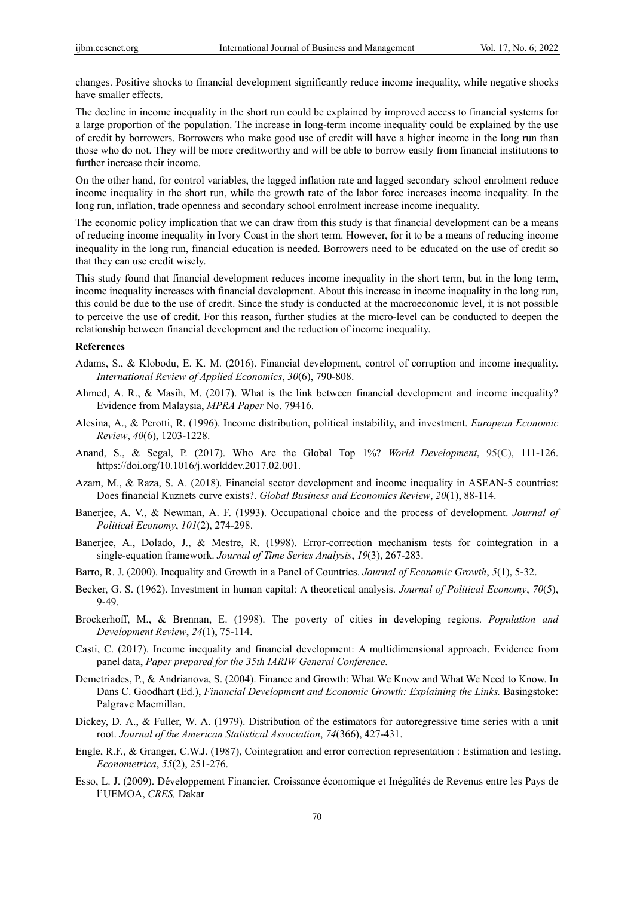changes. Positive shocks to financial development significantly reduce income inequality, while negative shocks have smaller effects.

The decline in income inequality in the short run could be explained by improved access to financial systems for a large proportion of the population. The increase in long-term income inequality could be explained by the use of credit by borrowers. Borrowers who make good use of credit will have a higher income in the long run than those who do not. They will be more creditworthy and will be able to borrow easily from financial institutions to further increase their income.

On the other hand, for control variables, the lagged inflation rate and lagged secondary school enrolment reduce income inequality in the short run, while the growth rate of the labor force increases income inequality. In the long run, inflation, trade openness and secondary school enrolment increase income inequality.

The economic policy implication that we can draw from this study is that financial development can be a means of reducing income inequality in Ivory Coast in the short term. However, for it to be a means of reducing income inequality in the long run, financial education is needed. Borrowers need to be educated on the use of credit so that they can use credit wisely.

This study found that financial development reduces income inequality in the short term, but in the long term, income inequality increases with financial development. About this increase in income inequality in the long run, this could be due to the use of credit. Since the study is conducted at the macroeconomic level, it is not possible to perceive the use of credit. For this reason, further studies at the micro-level can be conducted to deepen the relationship between financial development and the reduction of income inequality.

**References**

Adams, S., & Klobodu, E. K. M. (2016). Financial development, control of corruption and income inequality. *International Review of Applied Economics*, *30*(6), 790-808.

Ahmed, A. R., & Masih, M. (2017). What is the link between financial development and income inequality? Evidence from Malaysia, *MPRA Paper* No. 79416.

Alesina, A., & Perotti, R. (1996). Income distribution, political instability, and investment. *European Economic Review*, *40*(6), 1203-1228.

Anand, S., & Segal, P. (2017). Who Are the Global Top 1%? *World Development*, 95(C), 111-126. https://doi.org/10.1016/j.worlddev.2017.02.001.

Azam, M., & Raza, S. A. (2018). Financial sector development and income inequality in ASEAN-5 countries: Does financial Kuznets curve exists?. *Global Business and Economics Review*, *20*(1), 88-114.

Banerjee, A. V., & Newman, A. F. (1993). Occupational choice and the process of development. *Journal of Political Economy*, *101*(2), 274-298.

Banerjee, A., Dolado, J., & Mestre, R. (1998). Error-correction mechanism tests for cointegration in a single-equation framework. *Journal of Time Series Analysis*, *19*(3), 267-283.

Barro, R. J. (2000). Inequality and Growth in a Panel of Countries. *Journal of Economic Growth*, *5*(1), 5-32.

Becker, G. S. (1962). Investment in human capital: A theoretical analysis. *Journal of Political Economy*, *70*(5), 9-49.

Brockerhoff, M., & Brennan, E. (1998). The poverty of cities in developing regions. *Population and Development Review*, *24*(1), 75-114.

Casti, C. (2017). Income inequality and financial development: A multidimensional approach. Evidence from panel data, *Paper prepared for the 35th IARIW General Conference.*

Demetriades, P., & Andrianova, S. (2004). Finance and Growth: What We Know and What We Need to Know. In Dans C. Goodhart (Ed.), *Financial Development and Economic Growth: Explaining the Links.* Basingstoke: Palgrave Macmillan.

Dickey, D. A., & Fuller, W. A. (1979). Distribution of the estimators for autoregressive time series with a unit root. *Journal of the American Statistical Association*, *74*(366), 427-431.

Engle, R.F., & Granger, C.W.J. (1987), Cointegration and error correction representation : Estimation and testing. *Econometrica*, *55*(2), 251-276.

Esso, L. J. (2009). Développement Financier, Croissance économique et Inégalités de Revenus entre les Pays de l'UEMOA, *CRES,* Dakar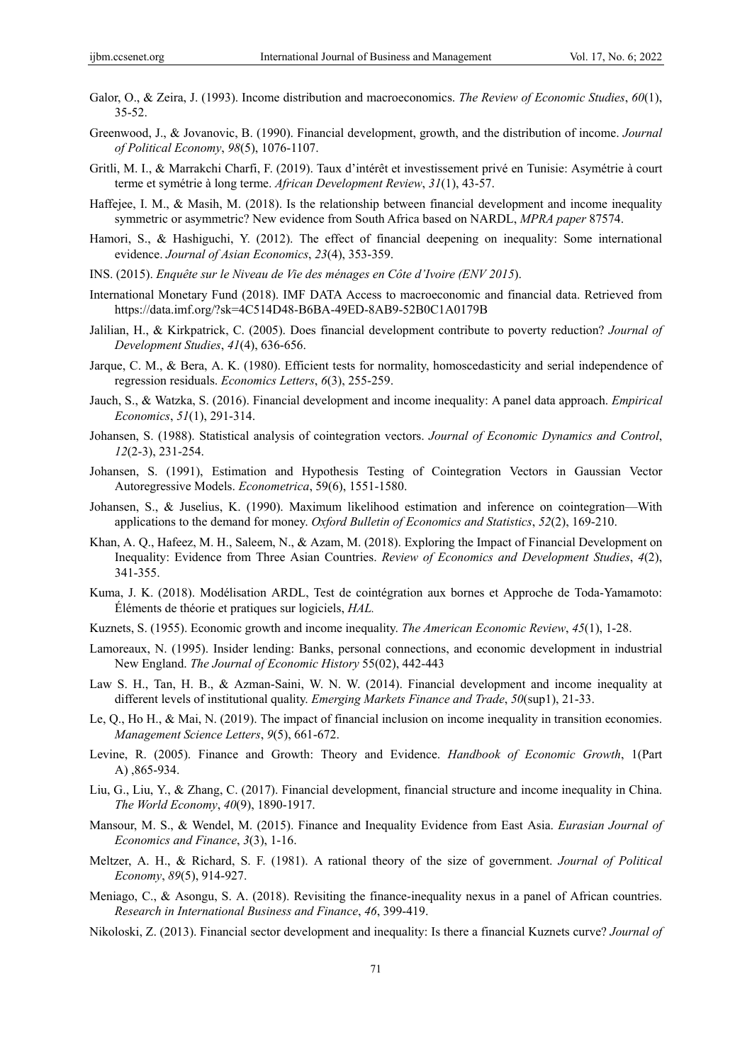Galor, O., & Zeira, J. (1993). Income distribution and macroeconomics. *The Review of Economic Studies*, *60*(1), 35-52.

Greenwood, J., & Jovanovic, B. (1990). Financial development, growth, and the distribution of income. *Journal of Political Economy*, *98*(5), 1076-1107.

Gritli, M. I., & Marrakchi Charfi, F. (2019). Taux d'intérêt et investissement privé en Tunisie: Asymétrie à court terme et symétrie à long terme. *African Development Review*, *31*(1), 43-57.

Haffejee, I. M., & Masih, M. (2018). Is the relationship between financial development and income inequality symmetric or asymmetric? New evidence from South Africa based on NARDL, *MPRA paper* 87574.

Hamori, S., & Hashiguchi, Y. (2012). The effect of financial deepening on inequality: Some international evidence. *Journal of Asian Economics*, *23*(4), 353-359.

INS. (2015). *Enquête sur le Niveau de Vie des ménages en Côte d'Ivoire (ENV 2015*).

International Monetary Fund (2018). IMF DATA Access to macroeconomic and financial data. Retrieved from https://data.imf.org/?sk=4C514D48-B6BA-49ED-8AB9-52B0C1A0179B

Jalilian, H., & Kirkpatrick, C. (2005). Does financial development contribute to poverty reduction? *Journal of Development Studies*, *41*(4), 636-656.

Jarque, C. M., & Bera, A. K. (1980). Efficient tests for normality, homoscedasticity and serial independence of regression residuals. *Economics Letters*, *6*(3), 255-259.

Jauch, S., & Watzka, S. (2016). Financial development and income inequality: A panel data approach. *Empirical Economics*, *51*(1), 291-314.

Johansen, S. (1988). Statistical analysis of cointegration vectors. *Journal of Economic Dynamics and Control*, *12*(2-3), 231-254.

Johansen, S. (1991), Estimation and Hypothesis Testing of Cointegration Vectors in Gaussian Vector Autoregressive Models. *Econometrica*, 59(6), 1551-1580.

Johansen, S., & Juselius, K. (1990). Maximum likelihood estimation and inference on cointegration—With applications to the demand for money. *Oxford Bulletin of Economics and Statistics*, *52*(2), 169-210.

Khan, A. Q., Hafeez, M. H., Saleem, N., & Azam, M. (2018). Exploring the Impact of Financial Development on Inequality: Evidence from Three Asian Countries. *Review of Economics and Development Studies*, *4*(2), 341-355.

Kuma, J. K. (2018). Modélisation ARDL, Test de cointégration aux bornes et Approche de Toda-Yamamoto: Éléments de théorie et pratiques sur logiciels, *HAL.*

Kuznets, S. (1955). Economic growth and income inequality. *The American Economic Review*, *45*(1), 1-28.

Lamoreaux, N. (1995). Insider lending: Banks, personal connections, and economic development in industrial New England. *The Journal of Economic History* 55(02), 442-443

Law S. H., Tan, H. B., & Azman-Saini, W. N. W. (2014). Financial development and income inequality at different levels of institutional quality. *Emerging Markets Finance and Trade*, *50*(sup1), 21-33.

Le, Q., Ho H., & Mai, N. (2019). The impact of financial inclusion on income inequality in transition economies. *Management Science Letters*, *9*(5), 661-672.

Levine, R. (2005). Finance and Growth: Theory and Evidence. *Handbook of Economic Growth*, 1(Part A) ,865-934.

Liu, G., Liu, Y., & Zhang, C. (2017). Financial development, financial structure and income inequality in China. *The World Economy*, *40*(9), 1890-1917.

Mansour, M. S., & Wendel, M. (2015). Finance and Inequality Evidence from East Asia. *Eurasian Journal of Economics and Finance*, *3*(3), 1-16.

Meltzer, A. H., & Richard, S. F. (1981). A rational theory of the size of government. *Journal of Political Economy*, *89*(5), 914-927.

Meniago, C., & Asongu, S. A. (2018). Revisiting the finance-inequality nexus in a panel of African countries. *Research in International Business and Finance*, *46*, 399-419.

Nikoloski, Z. (2013). Financial sector development and inequality: Is there a financial Kuznets curve? *Journal of*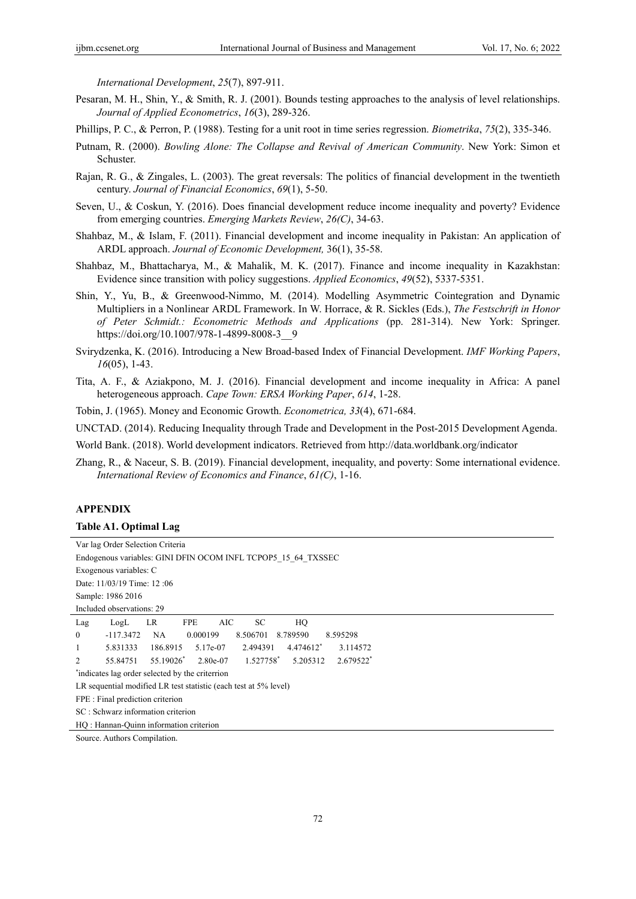*International Development*, *25*(7), 897-911.

Pesaran, M. H., Shin, Y., & Smith, R. J. (2001). Bounds testing approaches to the analysis of level relationships. *Journal of Applied Econometrics*, *16*(3), 289-326.

Phillips, P. C., & Perron, P. (1988). Testing for a unit root in time series regression. *Biometrika*, *75*(2), 335-346.

Putnam, R. (2000). *Bowling Alone: The Collapse and Revival of American Community*. New York: Simon et Schuster.

Rajan, R. G., & Zingales, L. (2003). The great reversals: The politics of financial development in the twentieth century. *Journal of Financial Economics*, *69*(1), 5-50.

Seven, U., & Coskun, Y. (2016). Does financial development reduce income inequality and poverty? Evidence from emerging countries. *Emerging Markets Review*, *26(C)*, 34-63.

Shahbaz, M., & Islam, F. (2011). Financial development and income inequality in Pakistan: An application of ARDL approach. *Journal of Economic Development,* 36(1), 35-58.

Shahbaz, M., Bhattacharya, M., & Mahalik, M. K. (2017). Finance and income inequality in Kazakhstan: Evidence since transition with policy suggestions. *Applied Economics*, *49*(52), 5337-5351.

Shin, Y., Yu, B., & Greenwood-Nimmo, M. (2014). Modelling Asymmetric Cointegration and Dynamic Multipliers in a Nonlinear ARDL Framework. In W. Horrace, & R. Sickles (Eds.), *The Festschrift in Honor of Peter Schmidt.: Econometric Methods and Applications* (pp. 281-314). New York: Springer. https://doi.org/10.1007/978-1-4899-8008-3__9

Svirydzenka, K. (2016). Introducing a New Broad-based Index of Financial Development. *IMF Working Papers*, *16*(05), 1-43.

Tita, A. F., & Aziakpono, M. J. (2016). Financial development and income inequality in Africa: A panel heterogeneous approach. *Cape Town: ERSA Working Paper*, *614*, 1-28.

Tobin, J. (1965). Money and Economic Growth. *Econometrica, 33*(4), 671-684.

UNCTAD. (2014). Reducing Inequality through Trade and Development in the Post-2015 Development Agenda.

World Bank. (2018). World development indicators. Retrieved from http://data.worldbank.org/indicator

Zhang, R., & Naceur, S. B. (2019). Financial development, inequality, and poverty: Some international evidence. *International Review of Economics and Finance*, *61(C)*, 1-16.

## APPENDIX

**Table A1. Optimal Lag**

Var lag Order Selection Criteria

Endogenous variables: GINI DFIN OCOM INFL TCPOP5_15_64_TXSSEC

Exogenous variables: C

Date: 11/03/19 Time: 12 :06

Sample: 1986 2016

Included observations: 29

| Lag | LogL | LR | FPE | AIC | SC | HQ |
|---|---|---|---|---|---|---|
| 0 | -117.3472 | NA | 0.000199 | 8.506701 | 8.789590 | 8.595298 |
| 1 | 5.831333 | 186.8915 | 5.17e-07 | 2.494391 | 4.474612* | 3.114572 |
| 2 | 55.84751 | 55.19026* | 2.80e-07 | 1.527758* | 5.205312 | 2.679522* |

*indicates lag order selected by the criterrion

LR sequential modified LR test statistic (each test at 5% level)

FPE : Final prediction criterion

SC : Schwarz information criterion

HQ : Hannan-Quinn information criterion

Source. Authors Compilation.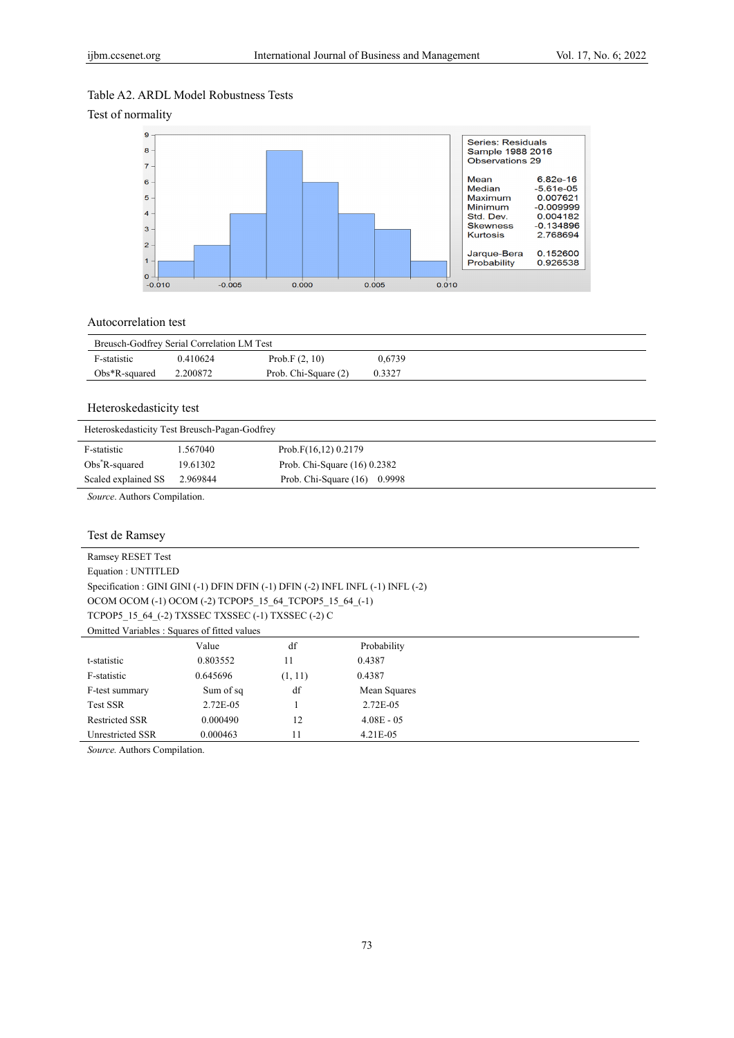Table A2. ARDL Model Robustness Tests

Test of normality

| Series: Residuals | |
|---|---|
| Sample 1988 2016 | |
| Observations 29 | |
| Mean | 6.82e-16 |
| Median | -5.61e-05 |
| Maximum | 0.007621 |
| Minimum | -0.009999 |
| Std. Dev. | 0.004182 |
| Skewness | -0.134896 |
| Kurtosis | 2.768694 |
| Jarque-Bera | 0.152600 |
| Probability | 0.926538 |

Autocorrelation test

| Breusch-Godfrey Serial Correlation LM Test | | | |
|---|---|---|---|
| F-statistic | 0.410624 | Prob.F (2, 10) | 0,6739 |
| Obs*R-squared | 2.200872 | Prob. Chi-Square (2) | 0.3327 |

Heteroskedasticity test

| Heteroskedasticity Test Breusch-Pagan-Godfrey | | | |
|---|---|---|---|
| F-statistic | 1.567040 | Prob.F(16,12) | 0.2179 |
| Obs*R-squared | 19.61302 | Prob. Chi-Square (16) | 0.2382 |
| Scaled explained SS | 2.969844 | Prob. Chi-Square (16) | 0.9998 |

*Source*. Authors Compilation.

Test de Ramsey

Ramsey RESET Test

Equation : UNTITLED

Specification : GINI GINI (-1) DFIN DFIN (-1) DFIN (-2) INFL INFL (-1) INFL (-2) OCOM OCOM (-1) OCOM (-2) TCPOP5_15_64_TCPOP5_15_64_(-1) TCPOP5_15_64_(-2) TXSSEC TXSSEC (-1) TXSSEC (-2) C

Omitted Variables : Squares of fitted values

| | Value | df | Probability |
|---|---|---|---|
| t-statistic | 0.803552 | 11 | 0.4387 |
| F-statistic | 0.645696 | (1, 11) | 0.4387 |
| F-test summary | Sum of sq | df | Mean Squares |
| Test SSR | 2.72E-05 | 1 | 2.72E-05 |
| Restricted SSR | 0.000490 | 12 | 4.08E - 05 |
| Unrestricted SSR | 0.000463 | 11 | 4.21E-05 |

*Source.* Authors Compilation.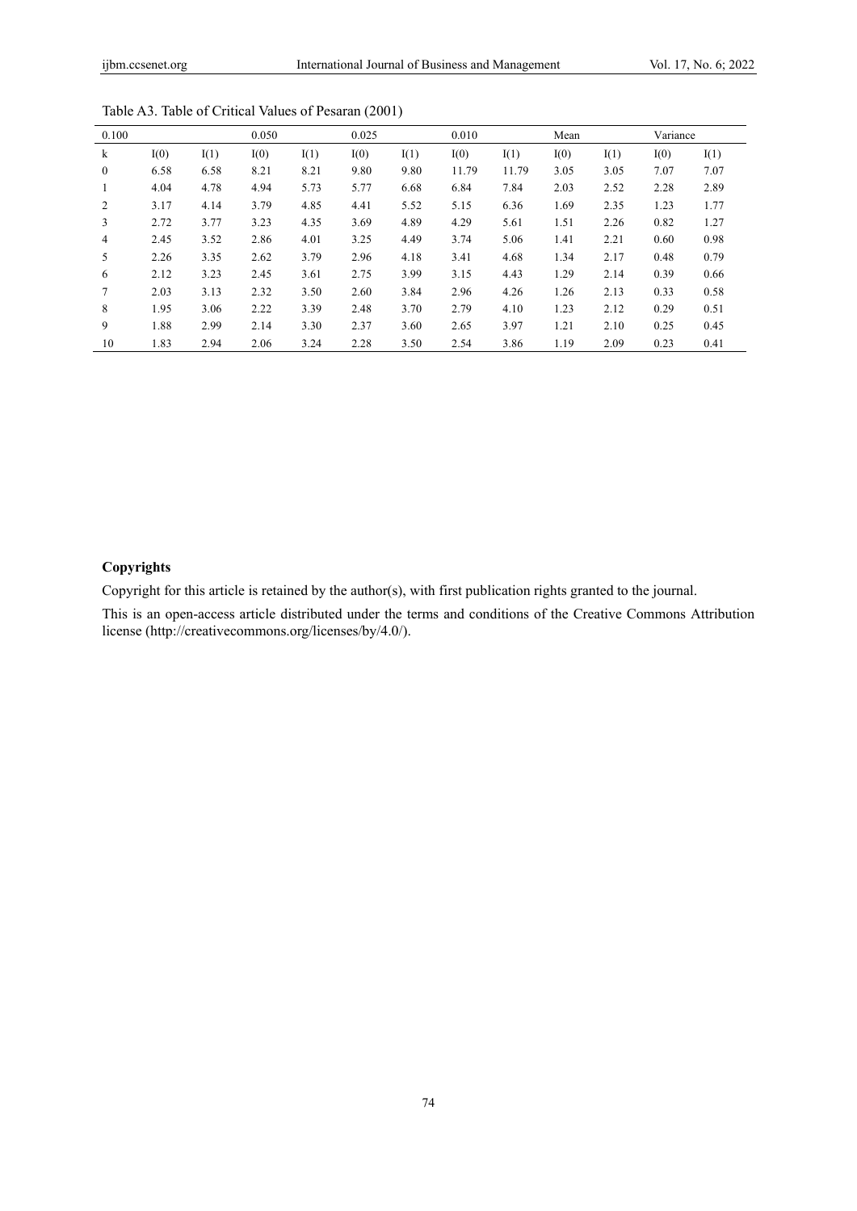Table A3. Table of Critical Values of Pesaran (2001)

| 0.100 | | | 0.050 | | 0.025 | | 0.010 | | Mean | | Variance | |
|---|---|---|---|---|---|---|---|---|---|---|---|---|
| k | I(0) | I(1) | I(0) | I(1) | I(0) | I(1) | I(0) | I(1) | I(0) | I(1) | I(0) | I(1) |
| 0 | 6.58 | 6.58 | 8.21 | 8.21 | 9.80 | 9.80 | 11.79 | 11.79 | 3.05 | 3.05 | 7.07 | 7.07 |
| 1 | 4.04 | 4.78 | 4.94 | 5.73 | 5.77 | 6.68 | 6.84 | 7.84 | 2.03 | 2.52 | 2.28 | 2.89 |
| 2 | 3.17 | 4.14 | 3.79 | 4.85 | 4.41 | 5.52 | 5.15 | 6.36 | 1.69 | 2.35 | 1.23 | 1.77 |
| 3 | 2.72 | 3.77 | 3.23 | 4.35 | 3.69 | 4.89 | 4.29 | 5.61 | 1.51 | 2.26 | 0.82 | 1.27 |
| 4 | 2.45 | 3.52 | 2.86 | 4.01 | 3.25 | 4.49 | 3.74 | 5.06 | 1.41 | 2.21 | 0.60 | 0.98 |
| 5 | 2.26 | 3.35 | 2.62 | 3.79 | 2.96 | 4.18 | 3.41 | 4.68 | 1.34 | 2.17 | 0.48 | 0.79 |
| 6 | 2.12 | 3.23 | 2.45 | 3.61 | 2.75 | 3.99 | 3.15 | 4.43 | 1.29 | 2.14 | 0.39 | 0.66 |
| 7 | 2.03 | 3.13 | 2.32 | 3.50 | 2.60 | 3.84 | 2.96 | 4.26 | 1.26 | 2.13 | 0.33 | 0.58 |
| 8 | 1.95 | 3.06 | 2.22 | 3.39 | 2.48 | 3.70 | 2.79 | 4.10 | 1.23 | 2.12 | 0.29 | 0.51 |
| 9 | 1.88 | 2.99 | 2.14 | 3.30 | 2.37 | 3.60 | 2.65 | 3.97 | 1.21 | 2.10 | 0.25 | 0.45 |
| 10 | 1.83 | 2.94 | 2.06 | 3.24 | 2.28 | 3.50 | 2.54 | 3.86 | 1.19 | 2.09 | 0.23 | 0.41 |

**Copyrights**

Copyright for this article is retained by the author(s), with first publication rights granted to the journal.

This is an open-access article distributed under the terms and conditions of the Creative Commons Attribution license (http://creativecommons.org/licenses/by/4.0/).